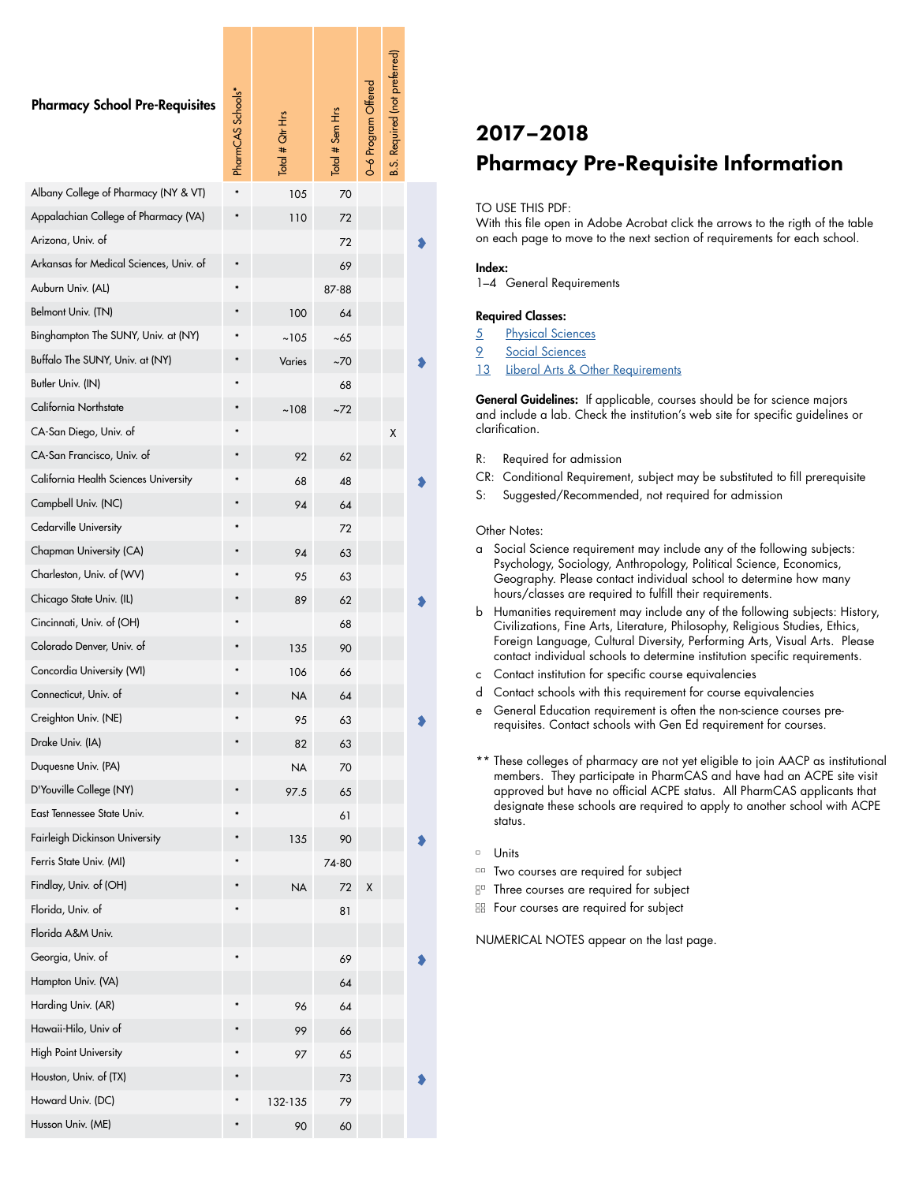# 2017–2018 Pharmacy Pre-Requisite Information

| Pharmacy School Pre-Requisites | PharmCAS Schools* | Total # Qtr Hrs | Total # Sem Hrs | 0-6 Program Offered | B.S. Required (not preferred) |
|---|---|---|---|---|---|
| Albany College of Pharmacy (NY & VT) | • | 105 | 70 | | |
| Appalachian College of Pharmacy (VA) | • | 110 | 72 | | |
| Arizona, Univ. of | | | 72 | | |
| Arkansas for Medical Sciences, Univ. of | • | | 69 | | |
| Auburn Univ. (AL) | • | | 87-88 | | |
| Belmont Univ. (TN) | • | 100 | 64 | | |
| Binghampton The SUNY, Univ. at (NY) | • | ~105 | ~65 | | |
| Buffalo The SUNY, Univ. at (NY) | • | Varies | ~70 | | |
| Butler Univ. (IN) | • | | 68 | | |
| California Northstate | • | ~108 | ~72 | | |
| CA-San Diego, Univ. of | • | | | | X |
| CA-San Francisco, Univ. of | • | 92 | 62 | | |
| California Health Sciences University | • | 68 | 48 | | |
| Campbell Univ. (NC) | • | 94 | 64 | | |
| Cedarville University | • | | 72 | | |
| Chapman University (CA) | • | 94 | 63 | | |
| Charleston, Univ. of (WV) | • | 95 | 63 | | |
| Chicago State Univ. (IL) | • | 89 | 62 | | |
| Cincinnati, Univ. of (OH) | • | | 68 | | |
| Colorado Denver, Univ. of | • | 135 | 90 | | |
| Concordia University (WI) | • | 106 | 66 | | |
| Connecticut, Univ. of | • | NA | 64 | | |
| Creighton Univ. (NE) | • | 95 | 63 | | |
| Drake Univ. (IA) | • | 82 | 63 | | |
| Duquesne Univ. (PA) | | NA | 70 | | |
| D'Youville College (NY) | • | 97.5 | 65 | | |
| East Tennessee State Univ. | • | | 61 | | |
| Fairleigh Dickinson University | • | 135 | 90 | | |
| Ferris State Univ. (MI) | • | | 74-80 | | |
| Findlay, Univ. of (OH) | • | NA | 72 | X | |
| Florida, Univ. of | • | | 81 | | |
| Florida A&M Univ. | | | | | |
| Georgia, Univ. of | • | | 69 | | |
| Hampton Univ. (VA) | | | 64 | | |
| Harding Univ. (AR) | • | 96 | 64 | | |
| Hawaii-Hilo, Univ of | • | 99 | 66 | | |
| High Point University | • | 97 | 65 | | |
| Houston, Univ. of (TX) | • | | 73 | | |
| Howard Univ. (DC) | • | 132-135 | 79 | | |
| Husson Univ. (ME) | • | 90 | 60 | | |

TO USE THIS PDF:
With this file open in Adobe Acrobat click the arrows to the rigth of the table on each page to move to the next section of requirements for each school.

**Index:**
1–4 General Requirements

**Required Classes:**
5 Physical Sciences
9 Social Sciences
13 Liberal Arts & Other Requirements

**General Guidelines:** If applicable, courses should be for science majors and include a lab. Check the institution's web site for specific guidelines or clarification.

R: Required for admission
CR: Conditional Requirement, subject may be substituted to fill prerequisite
S: Suggested/Recommended, not required for admission

Other Notes:

- a Social Science requirement may include any of the following subjects: Psychology, Sociology, Anthropology, Political Science, Economics, Geography. Please contact individual school to determine how many hours/classes are required to fulfill their requirements.
- b Humanities requirement may include any of the following subjects: History, Civilizations, Fine Arts, Literature, Philosophy, Religious Studies, Ethics, Foreign Language, Cultural Diversity, Performing Arts, Visual Arts. Please contact individual schools to determine institution specific requirements.
- c Contact institution for specific course equivalencies
- d Contact schools with this requirement for course equivalencies
- e General Education requirement is often the non-science courses pre-requisites. Contact schools with Gen Ed requirement for courses.

** These colleges of pharmacy are not yet eligible to join AACP as institutional members. They participate in PharmCAS and have had an ACPE site visit approved but have no official ACPE status. All PharmCAS applicants that designate these schools are required to apply to another school with ACPE status.

- ▫ Units
- ▫▫ Two courses are required for subject
- ▫▫▫ Three courses are required for subject
- ▫▫▫▫ Four courses are required for subject

NUMERICAL NOTES appear on the last page.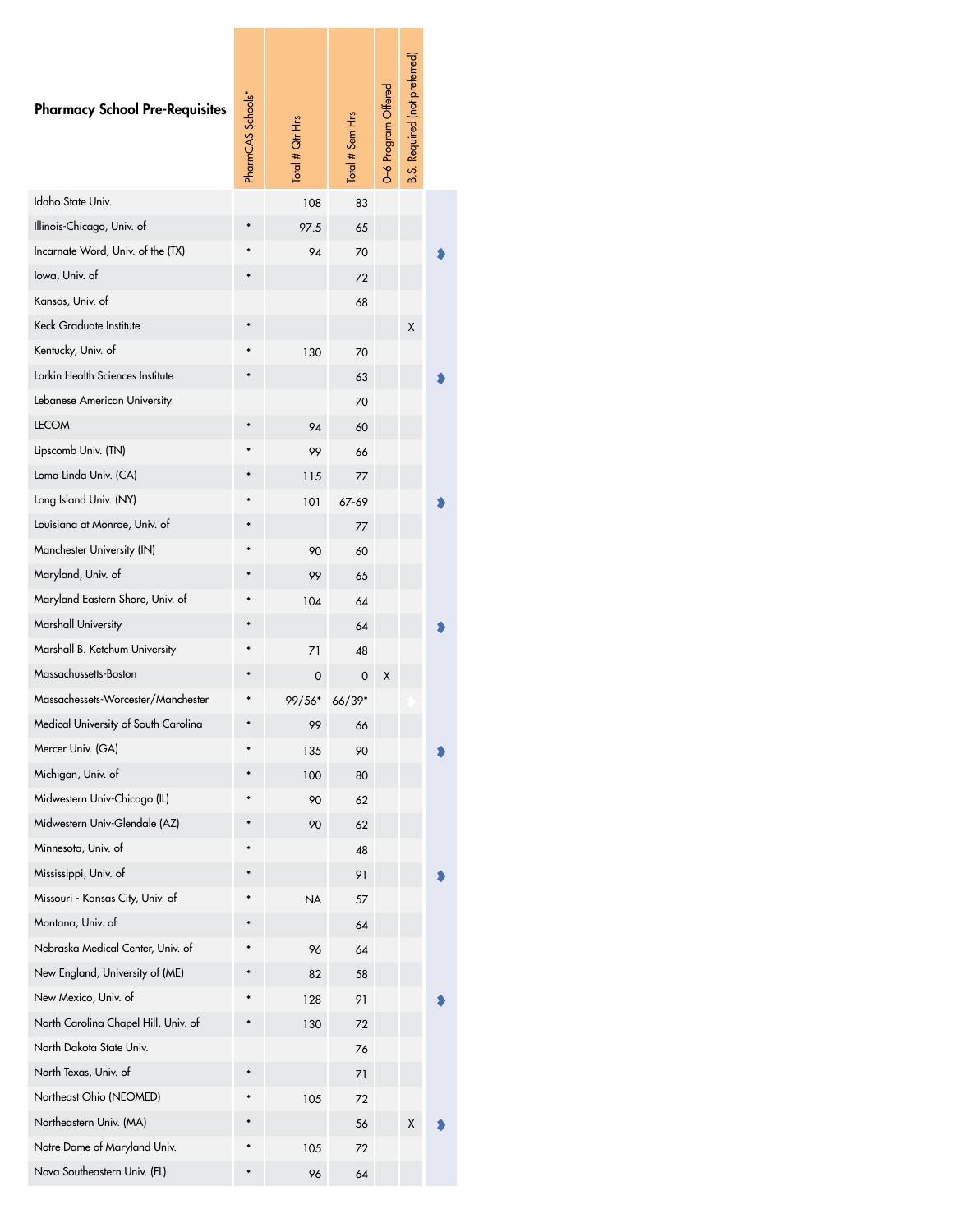| Pharmacy School Pre-Requisites | PharmCAS Schools* | Total # Qtr Hrs | Total # Sem Hrs | 0–6 Program Offered | B.S. Required (not preferred) |
|---|---|---|---|---|---|
| Idaho State Univ. | | 108 | 83 | | |
| Illinois-Chicago, Univ. of | • | 97.5 | 65 | | |
| Incarnate Word, Univ. of the (TX) | • | 94 | 70 | | |
| Iowa, Univ. of | • | | 72 | | |
| Kansas, Univ. of | | | 68 | | |
| Keck Graduate Institute | • | | | | X |
| Kentucky, Univ. of | • | 130 | 70 | | |
| Larkin Health Sciences Institute | • | | 63 | | |
| Lebanese American University | | | 70 | | |
| LECOM | • | 94 | 60 | | |
| Lipscomb Univ. (TN) | • | 99 | 66 | | |
| Loma Linda Univ. (CA) | • | 115 | 77 | | |
| Long Island Univ. (NY) | • | 101 | 67-69 | | |
| Louisiana at Monroe, Univ. of | • | | 77 | | |
| Manchester University (IN) | • | 90 | 60 | | |
| Maryland, Univ. of | • | 99 | 65 | | |
| Maryland Eastern Shore, Univ. of | • | 104 | 64 | | |
| Marshall University | • | | 64 | | |
| Marshall B. Ketchum University | • | 71 | 48 | | |
| Massachussetts-Boston | • | 0 | 0 | X | |
| Massachessets-Worcester/Manchester | • | 99/56* | 66/39* | | |
| Medical University of South Carolina | • | 99 | 66 | | |
| Mercer Univ. (GA) | • | 135 | 90 | | |
| Michigan, Univ. of | • | 100 | 80 | | |
| Midwestern Univ-Chicago (IL) | • | 90 | 62 | | |
| Midwestern Univ-Glendale (AZ) | • | 90 | 62 | | |
| Minnesota, Univ. of | • | | 48 | | |
| Mississippi, Univ. of | • | | 91 | | |
| Missouri - Kansas City, Univ. of | • | NA | 57 | | |
| Montana, Univ. of | • | | 64 | | |
| Nebraska Medical Center, Univ. of | • | 96 | 64 | | |
| New England, University of (ME) | • | 82 | 58 | | |
| New Mexico, Univ. of | • | 128 | 91 | | |
| North Carolina Chapel Hill, Univ. of | • | 130 | 72 | | |
| North Dakota State Univ. | | | 76 | | |
| North Texas, Univ. of | • | | 71 | | |
| Northeast Ohio (NEOMED) | • | 105 | 72 | | |
| Northeastern Univ. (MA) | • | | 56 | | X |
| Notre Dame of Maryland Univ. | • | 105 | 72 | | |
| Nova Southeastern Univ. (FL) | • | 96 | 64 | | |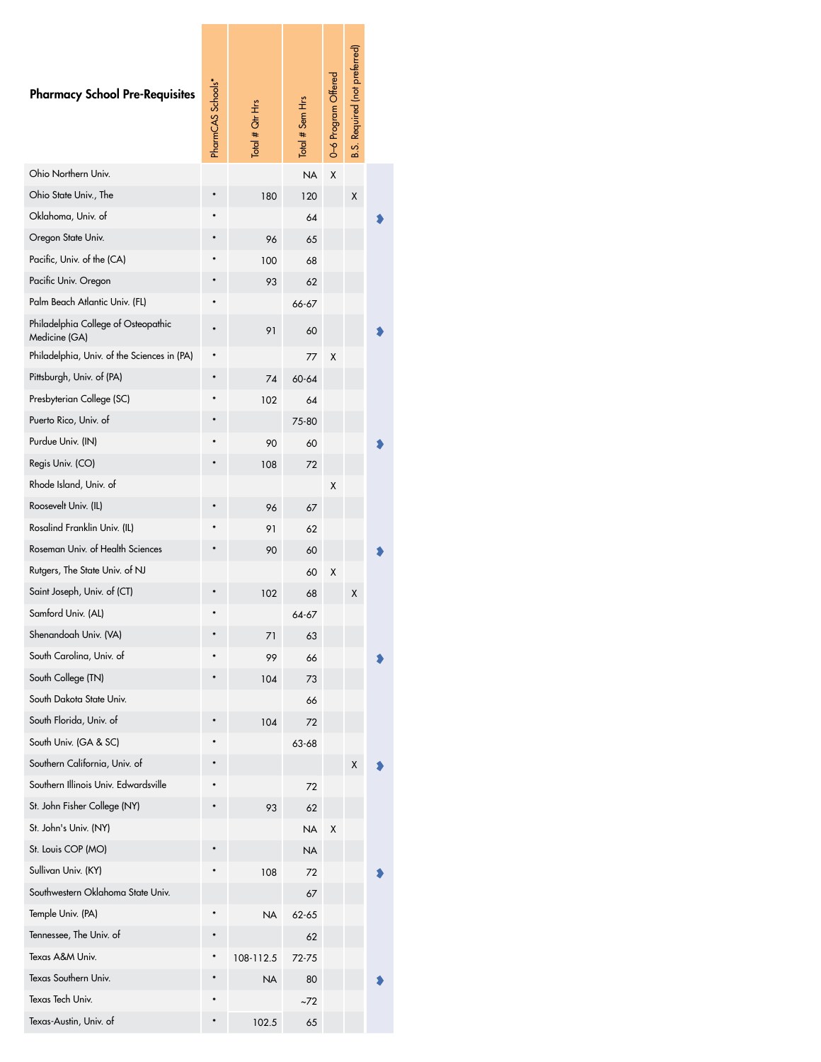| Pharmacy School Pre-Requisites | PharmCAS Schools* | Total # Qtr Hrs | Total # Sem Hrs | 0–6 Program Offered | B.S. Required (not preferred) |
|---|---|---|---|---|---|
| Ohio Northern Univ. | | | NA | X | |
| Ohio State Univ., The | * | 180 | 120 | | X |
| Oklahoma, Univ. of | * | | 64 | | |
| Oregon State Univ. | * | 96 | 65 | | |
| Pacific, Univ. of the (CA) | * | 100 | 68 | | |
| Pacific Univ. Oregon | * | 93 | 62 | | |
| Palm Beach Atlantic Univ. (FL) | * | | 66-67 | | |
| Philadelphia College of Osteopathic Medicine (GA) | * | 91 | 60 | | |
| Philadelphia, Univ. of the Sciences in (PA) | * | | 77 | X | |
| Pittsburgh, Univ. of (PA) | * | 74 | 60-64 | | |
| Presbyterian College (SC) | * | 102 | 64 | | |
| Puerto Rico, Univ. of | * | | 75-80 | | |
| Purdue Univ. (IN) | * | 90 | 60 | | |
| Regis Univ. (CO) | * | 108 | 72 | | |
| Rhode Island, Univ. of | | | | X | |
| Roosevelt Univ. (IL) | * | 96 | 67 | | |
| Rosalind Franklin Univ. (IL) | * | 91 | 62 | | |
| Roseman Univ. of Health Sciences | * | 90 | 60 | | |
| Rutgers, The State Univ. of NJ | | | 60 | X | |
| Saint Joseph, Univ. of (CT) | * | 102 | 68 | | X |
| Samford Univ. (AL) | * | | 64-67 | | |
| Shenandoah Univ. (VA) | * | 71 | 63 | | |
| South Carolina, Univ. of | * | 99 | 66 | | |
| South College (TN) | * | 104 | 73 | | |
| South Dakota State Univ. | | | 66 | | |
| South Florida, Univ. of | * | 104 | 72 | | |
| South Univ. (GA & SC) | * | | 63-68 | | |
| Southern California, Univ. of | * | | | | X |
| Southern Illinois Univ. Edwardsville | * | | 72 | | |
| St. John Fisher College (NY) | * | 93 | 62 | | |
| St. John's Univ. (NY) | | | NA | X | |
| St. Louis COP (MO) | * | | NA | | |
| Sullivan Univ. (KY) | * | 108 | 72 | | |
| Southwestern Oklahoma State Univ. | | | 67 | | |
| Temple Univ. (PA) | * | NA | 62-65 | | |
| Tennessee, The Univ. of | * | | 62 | | |
| Texas A&M Univ. | * | 108-112.5 | 72-75 | | |
| Texas Southern Univ. | * | NA | 80 | | |
| Texas Tech Univ. | * | | ~72 | | |
| Texas-Austin, Univ. of | * | 102.5 | 65 | | |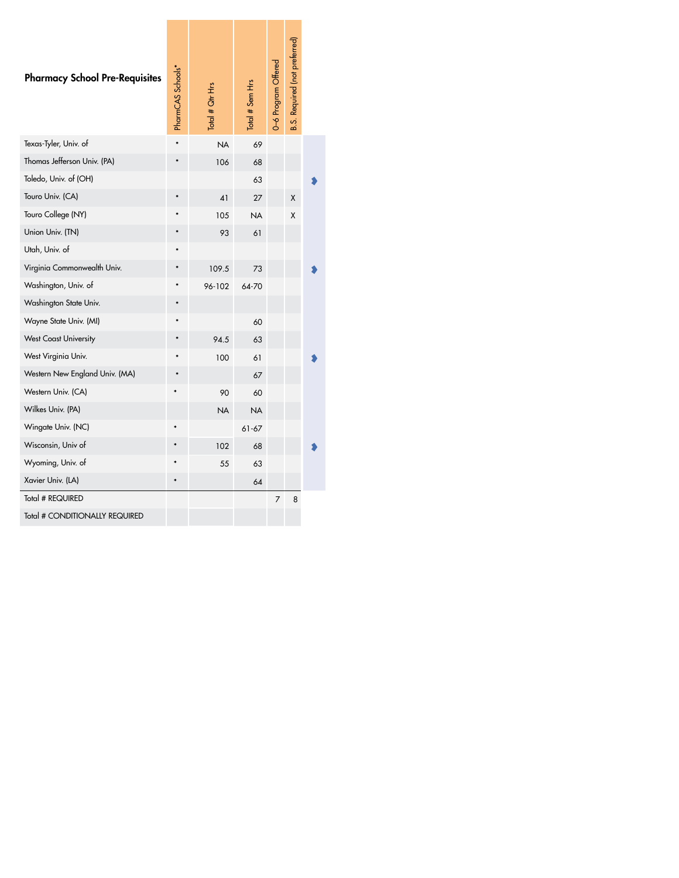| Pharmacy School Pre-Requisites | PharmCAS Schools* | Total # Qtr Hrs | Total # Sem Hrs | 0–6 Program Offered | B.S. Required (not preferred) |
|---|---|---|---|---|---|
| Texas-Tyler, Univ. of | * | NA | 69 | | |
| Thomas Jefferson Univ. (PA) | * | 106 | 68 | | |
| Toledo, Univ. of (OH) | | | 63 | | |
| Touro Univ. (CA) | * | 41 | 27 | | X |
| Touro College (NY) | * | 105 | NA | | X |
| Union Univ. (TN) | * | 93 | 61 | | |
| Utah, Univ. of | * | | | | |
| Virginia Commonwealth Univ. | * | 109.5 | 73 | | |
| Washington, Univ. of | * | 96-102 | 64-70 | | |
| Washington State Univ. | * | | | | |
| Wayne State Univ. (MI) | * | | 60 | | |
| West Coast University | * | 94.5 | 63 | | |
| West Virginia Univ. | * | 100 | 61 | | |
| Western New England Univ. (MA) | * | | 67 | | |
| Western Univ. (CA) | * | 90 | 60 | | |
| Wilkes Univ. (PA) | | NA | NA | | |
| Wingate Univ. (NC) | * | | 61-67 | | |
| Wisconsin, Univ of | * | 102 | 68 | | |
| Wyoming, Univ. of | * | 55 | 63 | | |
| Xavier Univ. (LA) | * | | 64 | | |
| Total # REQUIRED | | | | 7 | 8 |
| Total # CONDITIONALLY REQUIRED | | | | | |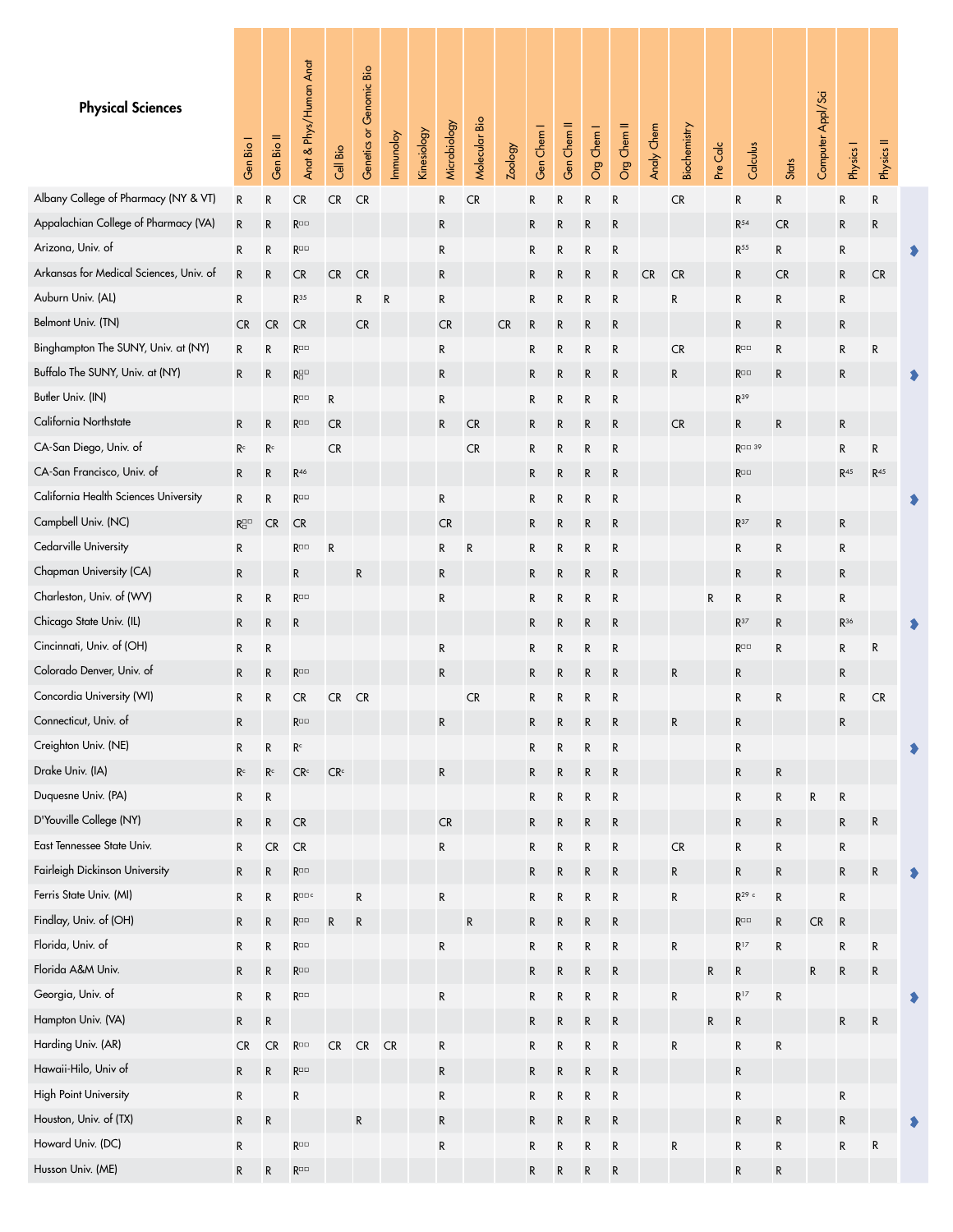| Physical Sciences | Gen Bio I | Gen Bio II | Anat & Phys/Human Anat | Cell Bio | Genetics or Genomic Bio | Immunoloy | Kinesiology | Microbiology | Molecular Bio | Zoology | Gen Chem I | Gen Chem II | Org Chem I | Org Chem II | Analy Chem | Biochemistry | Pre Calc | Calculus | Stats | Computer Appl/Sci | Physics I | Physics II |
|---|---|---|---|---|---|---|---|---|---|---|---|---|---|---|---|---|---|---|---|---|---|---|
| Albany College of Pharmacy (NY & VT) | R | R | CR | CR | CR | | | R | CR | | R | R | R | R | | CR | | R | R | | R | R |
| Appalachian College of Pharmacy (VA) | R | R | R | | | | | R | | | R | R | R | R | | | | R[54] | CR | | R | R |
| Arizona, Univ. of | R | R | R | | | | | R | | | R | R | R | R | | | | R[55] | R | | R | |
| Arkansas for Medical Sciences, Univ. of | R | R | CR | CR | CR | | | R | | | R | R | R | R | CR | CR | | R | CR | | R | CR |
| Auburn Univ. (AL) | R | | R[35] | | R | R | | R | | | R | R | R | R | | R | | R | R | | R | |
| Belmont Univ. (TN) | CR | CR | CR | | CR | | | CR | | CR | R | R | R | R | | | | R | R | | R | |
| Binghampton The SUNY, Univ. at (NY) | R | R | R | | | | | R | | | R | R | R | R | | CR | | R | R | | R | R |
| Buffalo The SUNY, Univ. at (NY) | R | R | R | | | | | R | | | R | R | R | R | | R | | R | R | | R | |
| Butler Univ. (IN) | | | R | R | | | | R | | | R | R | R | R | | | | R[39] | | | | |
| California Northstate | R | R | R | CR | | | | R | CR | | R | R | R | R | | CR | | R | R | | R | |
| CA-San Diego, Univ. of | R[c] | R[c] | | CR | | | | | CR | | R | R | R | R | | | | R[39] | | | R | R |
| CA-San Francisco, Univ. of | R | R | R[46] | | | | | | | | R | R | R | R | | | | R | | | R[45] | R[45] |
| California Health Sciences University | R | R | R | | | | | R | | | R | R | R | R | | | | R | | | | |
| Campbell Univ. (NC) | R | CR | CR | | | | | CR | | | R | R | R | R | | | | R[37] | R | | R | |
| Cedarville University | R | | R | R | | | | R | R | | R | R | R | R | | | | R | R | | R | |
| Chapman University (CA) | R | | R | | R | | | R | | | R | R | R | R | | | | R | R | | R | |
| Charleston, Univ. of (WV) | R | R | R | | | | | R | | | R | R | R | R | | | R | R | R | | R | |
| Chicago State Univ. (IL) | R | R | R | | | | | | | | R | R | R | R | | | | R[37] | R | | R[36] | |
| Cincinnati, Univ. of (OH) | R | R | | | | | | R | | | R | R | R | R | | | | R | R | | R | R |
| Colorado Denver, Univ. of | R | R | R | | | | | R | | | R | R | R | R | | R | | R | | | R | |
| Concordia University (WI) | R | R | CR | CR | CR | | | | CR | | R | R | R | R | | | | R | R | | R | CR |
| Connecticut, Univ. of | R | | R | | | | | R | | | R | R | R | R | | R | | R | | | R | |
| Creighton Univ. (NE) | R | R | R[c] | | | | | | | | R | R | R | R | | | | R | | | | |
| Drake Univ. (IA) | R[c] | R[c] | CR[c] | CR[c] | | | | R | | | R | R | R | R | | | | R | R | | | |
| Duquesne Univ. (PA) | R | R | | | | | | | | | R | R | R | R | | | | R | R | R | R | |
| D'Youville College (NY) | R | R | CR | | | | | CR | | | R | R | R | R | | | | R | R | | R | R |
| East Tennessee State Univ. | R | CR | CR | | | | | R | | | R | R | R | R | | CR | | R | R | | R | |
| Fairleigh Dickinson University | R | R | R | | | | | | | | R | R | R | R | | R | | R | R | | R | R |
| Ferris State Univ. (MI) | R | R | R[c] | | R | | | R | | | R | R | R | R | | R | | R[29 c] | R | | R | |
| Findlay, Univ. of (OH) | R | R | R | R | R | | | | R | | R | R | R | R | | | | R | R | CR | R | |
| Florida, Univ. of | R | R | R | | | | | R | | | R | R | R | R | | R | | R[17] | R | | R | R |
| Florida A&M Univ. | R | R | R | | | | | | | | R | R | R | R | | | R | R | | R | R | R |
| Georgia, Univ. of | R | R | R | | | | | R | | | R | R | R | R | | R | | R[17] | R | | | |
| Hampton Univ. (VA) | R | R | | | | | | | | | R | R | R | R | | | R | R | | | R | R |
| Harding Univ. (AR) | CR | CR | R | CR | CR | CR | | R | | | R | R | R | R | | R | | R | R | | | |
| Hawaii-Hilo, Univ of | R | R | R | | | | | R | | | R | R | R | R | | | | R | | | | |
| High Point University | R | | R | | | | | R | | | R | R | R | R | | | | R | | | R | |
| Houston, Univ. of (TX) | R | R | | | R | | | R | | | R | R | R | R | | | | R | R | | R | |
| Howard Univ. (DC) | R | | R | | | | | R | | | R | R | R | R | | R | | R | R | | R | R |
| Husson Univ. (ME) | R | R | R | | | | | | | | R | R | R | R | | | | R | R | | | |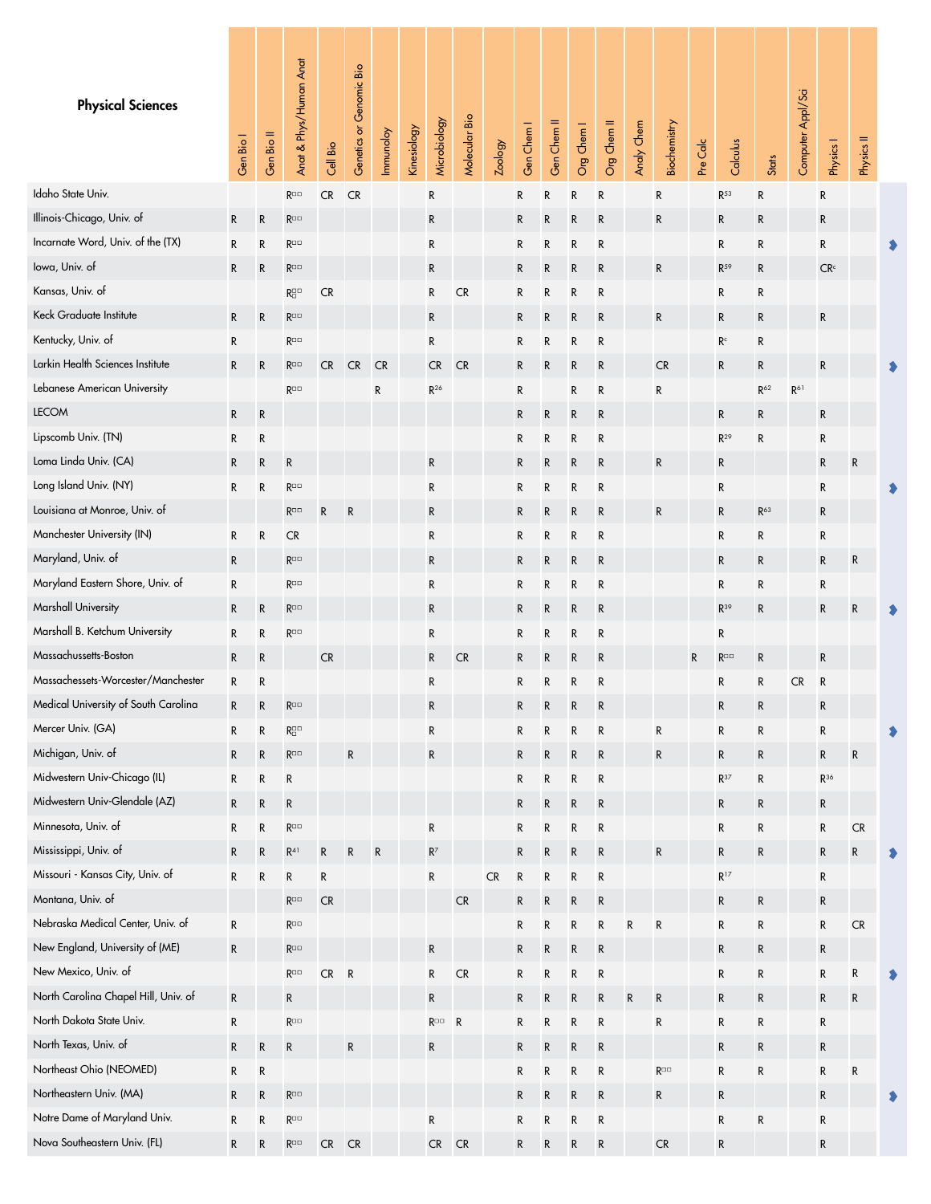| Physical Sciences | Gen Bio I | Gen Bio II | Anat & Phys/Human Anat | Cell Bio | Genetics or Genomic Bio | Immunoloy | Kinesiology | Microbiology | Molecular Bio | Zoology | Gen Chem I | Gen Chem II | Org Chem I | Org Chem II | Analy Chem | Biochemistry | Pre Calc | Calculus | Stats | Computer Appl/Sci | Physics I | Physics II |
|---|---|---|---|---|---|---|---|---|---|---|---|---|---|---|---|---|---|---|---|---|---|---|
| Idaho State Univ. | | | R | CR | CR | | | R | | | R | R | R | R | | R | | R[53] | R | | R | |
| Illinois-Chicago, Univ. of | R | R | R | | | | | R | | | R | R | R | R | | R | | R | R | | R | |
| Incarnate Word, Univ. of the (TX) | R | R | R | | | | | R | | | R | R | R | R | | | | R | R | | R | |
| Iowa, Univ. of | R | R | R | | | | | R | | | R | R | R | R | | R | | R[59] | R | | CR[c] | |
| Kansas, Univ. of | | | R | CR | | | | R | CR | | R | R | R | R | | | | R | R | | | |
| Keck Graduate Institute | R | R | R | | | | | R | | | R | R | R | R | | R | | R | R | | R | |
| Kentucky, Univ. of | R | | R | | | | | R | | | R | R | R | R | | | | R[c] | R | | | |
| Larkin Health Sciences Institute | R | R | R | CR | CR | CR | | CR | CR | | R | R | R | R | | CR | | R | R | | R | |
| Lebanese American University | | | R | | | R | | R[26] | | | R | | R | R | | R | | | R[62] | R[61] | | |
| LECOM | R | R | | | | | | | | | R | R | R | R | | | | R | R | | R | |
| Lipscomb Univ. (TN) | R | R | | | | | | | | | R | R | R | R | | | | R[29] | R | | R | |
| Loma Linda Univ. (CA) | R | R | R | | | | | R | | | R | R | R | R | | R | | R | | | R | R |
| Long Island Univ. (NY) | R | R | R | | | | | R | | | R | R | R | R | | | | R | | | R | |
| Louisiana at Monroe, Univ. of | | | R | R | R | | | R | | | R | R | R | R | | R | | R | R[63] | | R | |
| Manchester University (IN) | R | R | CR | | | | | R | | | R | R | R | R | | | | R | R | | R | |
| Maryland, Univ. of | R | | R | | | | | R | | | R | R | R | R | | | | R | R | | R | R |
| Maryland Eastern Shore, Univ. of | R | | R | | | | | R | | | R | R | R | R | | | | R | R | | R | |
| Marshall University | R | R | R | | | | | R | | | R | R | R | R | | | | R[39] | R | | R | R |
| Marshall B. Ketchum University | R | R | R | | | | | R | | | R | R | R | R | | | | R | | | | |
| Massachussetts-Boston | R | R | | CR | | | | R | CR | | R | R | R | R | | | R | R | R | | R | |
| Massachessets-Worcester/Manchester | R | R | | | | | | R | | | R | R | R | R | | | | R | R | CR | R | |
| Medical University of South Carolina | R | R | R | | | | | R | | | R | R | R | R | | | | R | R | | R | |
| Mercer Univ. (GA) | R | R | R | | | | | R | | | R | R | R | R | | R | | R | R | | R | |
| Michigan, Univ. of | R | R | R | | R | | | R | | | R | R | R | R | | R | | R | R | | R | R |
| Midwestern Univ-Chicago (IL) | R | R | R | | | | | | | | R | R | R | R | | | | R[37] | R | | R[36] | |
| Midwestern Univ-Glendale (AZ) | R | R | R | | | | | | | | R | R | R | R | | | | R | R | | R | |
| Minnesota, Univ. of | R | R | R | | | | | R | | | R | R | R | R | | | | R | R | | R | CR |
| Mississippi, Univ. of | R | R | R[41] | R | R | R | | R[7] | | | R | R | R | R | | R | | R | R | | R | R |
| Missouri - Kansas City, Univ. of | R | R | R | R | | | | R | | CR | R | R | R | R | | | | R[17] | | | R | |
| Montana, Univ. of | | | R | CR | | | | | CR | | R | R | R | R | | | | R | R | | R | |
| Nebraska Medical Center, Univ. of | R | | R | | | | | | | | R | R | R | R | R | R | | R | R | | R | CR |
| New England, University of (ME) | R | | R | | | | | R | | | R | R | R | R | | | | R | R | | R | |
| New Mexico, Univ. of | | | R | CR | R | | | R | CR | | R | R | R | R | | | | R | R | | R | R |
| North Carolina Chapel Hill, Univ. of | R | | R | | | | | R | | | R | R | R | R | R | R | | R | R | | R | R |
| North Dakota State Univ. | R | | R | | | | | R | R | | R | R | R | R | | R | | R | R | | R | |
| North Texas, Univ. of | R | R | R | | R | | | R | | | R | R | R | R | | | | R | R | | R | |
| Northeast Ohio (NEOMED) | R | R | | | | | | | | | R | R | R | R | | R | | R | R | | R | R |
| Northeastern Univ. (MA) | R | R | R | | | | | | | | R | R | R | R | | R | | R | | | R | |
| Notre Dame of Maryland Univ. | R | R | R | | | | | R | | | R | R | R | R | | | | R | R | | R | |
| Nova Southeastern Univ. (FL) | R | R | R | CR | CR | | | CR | CR | | R | R | R | R | | CR | | R | | | R | |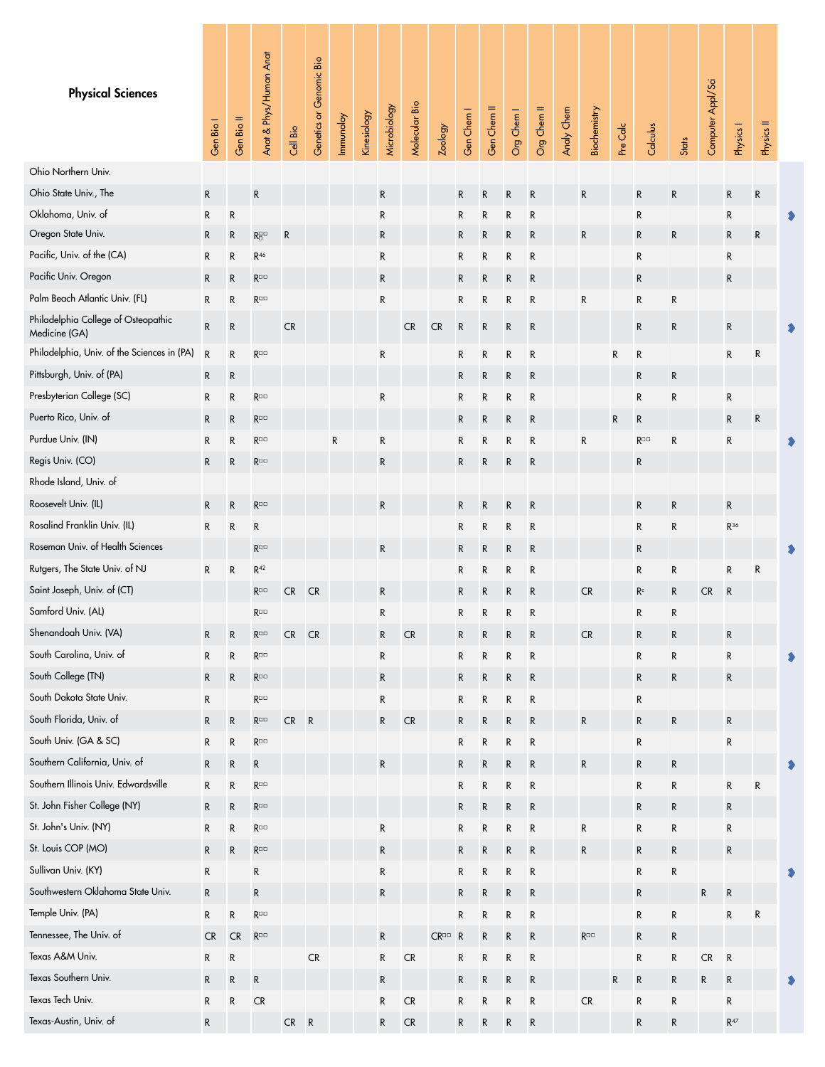| Physical Sciences | Gen Bio I | Gen Bio II | Anat & Phys/Human Anat | Cell Bio | Genetics or Genomic Bio | Immunoloy | Kinesiology | Microbiology | Molecular Bio | Zoology | Gen Chem I | Gen Chem II | Org Chem I | Org Chem II | Analy Chem | Biochemistry | Pre Calc | Calculus | Stats | Computer Appl/Sci | Physics I | Physics II |
|---|---|---|---|---|---|---|---|---|---|---|---|---|---|---|---|---|---|---|---|---|---|---|
| Ohio Northern Univ. | | | | | | | | | | | | | | | | | | | | | | |
| Ohio State Univ., The | R | | R | | | | | R | | | R | R | R | R | | R | | R | R | | R | R |
| Oklahoma, Univ. of | R | R | | | | | | R | | | R | R | R | R | | | | R | | | R | |
| Oregon State Univ. | R | R | R | R | | | | R | | | R | R | R | R | | R | | R | R | | R | R |
| Pacific, Univ. of the (CA) | R | R | R[46] | | | | | R | | | R | R | R | R | | | | R | | | R | |
| Pacific Univ. Oregon | R | R | R | | | | | R | | | R | R | R | R | | | | R | | | R | |
| Palm Beach Atlantic Univ. (FL) | R | R | R | | | | | R | | | R | R | R | R | | R | | R | R | | | |
| Philadelphia College of Osteopathic Medicine (GA) | R | R | | CR | | | | | CR | CR | R | R | R | R | | | | R | R | | R | |
| Philadelphia, Univ. of the Sciences in (PA) | R | R | R | | | | | R | | | R | R | R | R | | | R | R | | | R | R |
| Pittsburgh, Univ. of (PA) | R | R | | | | | | | | | R | R | R | R | | | | R | R | | | |
| Presbyterian College (SC) | R | R | R | | | | | R | | | R | R | R | R | | | | R | R | | R | |
| Puerto Rico, Univ. of | R | R | R | | | | | | | | R | R | R | R | | | R | R | | | R | R |
| Purdue Univ. (IN) | R | R | R | | | R | | R | | | R | R | R | R | | R | | R | R | | R | |
| Regis Univ. (CO) | R | R | R | | | | | R | | | R | R | R | R | | | | R | | | | |
| Rhode Island, Univ. of | | | | | | | | | | | | | | | | | | | | | | |
| Roosevelt Univ. (IL) | R | R | R | | | | | R | | | R | R | R | R | | | | R | R | | R | |
| Rosalind Franklin Univ. (IL) | R | R | R | | | | | | | | R | R | R | R | | | | R | R | | R[36] | |
| Roseman Univ. of Health Sciences | | | R | | | | | R | | | R | R | R | R | | | | R | | | | |
| Rutgers, The State Univ. of NJ | R | R | R[42] | | | | | | | | R | R | R | R | | | | R | R | | R | R |
| Saint Joseph, Univ. of (CT) | | | R | CR | CR | | | R | | | R | R | R | R | | CR | | R | R | CR | R | |
| Samford Univ. (AL) | | | R | | | | | R | | | R | R | R | R | | | | R | R | | | |
| Shenandoah Univ. (VA) | R | R | R | CR | CR | | | R | CR | | R | R | R | R | | CR | | R | R | | R | |
| South Carolina, Univ. of | R | R | R | | | | | R | | | R | R | R | R | | | | R | R | | R | |
| South College (TN) | R | R | R | | | | | R | | | R | R | R | R | | | | R | R | | R | |
| South Dakota State Univ. | R | | R | | | | | R | | | R | R | R | R | | | | R | | | | |
| South Florida, Univ. of | R | R | R | CR | R | | | R | CR | | R | R | R | R | | R | | R | R | | R | |
| South Univ. (GA & SC) | R | R | R | | | | | | | | R | R | R | R | | | | R | | | R | |
| Southern California, Univ. of | R | R | R | | | | | R | | | R | R | R | R | | R | | R | R | | | |
| Southern Illinois Univ. Edwardsville | R | R | R | | | | | | | | R | R | R | R | | | | R | R | | R | R |
| St. John Fisher College (NY) | R | R | R | | | | | | | | R | R | R | R | | | | R | R | | R | |
| St. John's Univ. (NY) | R | R | R | | | | | R | | | R | R | R | R | | R | | R | R | | R | |
| St. Louis COP (MO) | R | R | R | | | | | R | | | R | R | R | R | | R | | R | R | | R | |
| Sullivan Univ. (KY) | R | | R | | | | | R | | | R | R | R | R | | | | R | R | | | |
| Southwestern Oklahoma State Univ. | R | | R | | | | | R | | | R | R | R | R | | | | R | | R | R | |
| Temple Univ. (PA) | R | R | R | | | | | | | | R | R | R | R | | | | R | R | | R | R |
| Tennessee, The Univ. of | CR | CR | R | | | | | R | | CR | R | R | R | R | | R | | R | R | | | |
| Texas A&M Univ. | R | R | | | CR | | | R | CR | | R | R | R | R | | | | R | R | CR | R | |
| Texas Southern Univ. | R | R | R | | | | | R | | | R | R | R | R | | | R | R | R | R | R | |
| Texas Tech Univ. | R | R | CR | | | | | R | CR | | R | R | R | R | | CR | | R | R | | R | |
| Texas-Austin, Univ. of | R | | | CR | R | | | R | CR | | R | R | R | R | | | | R | R | | R[47] | |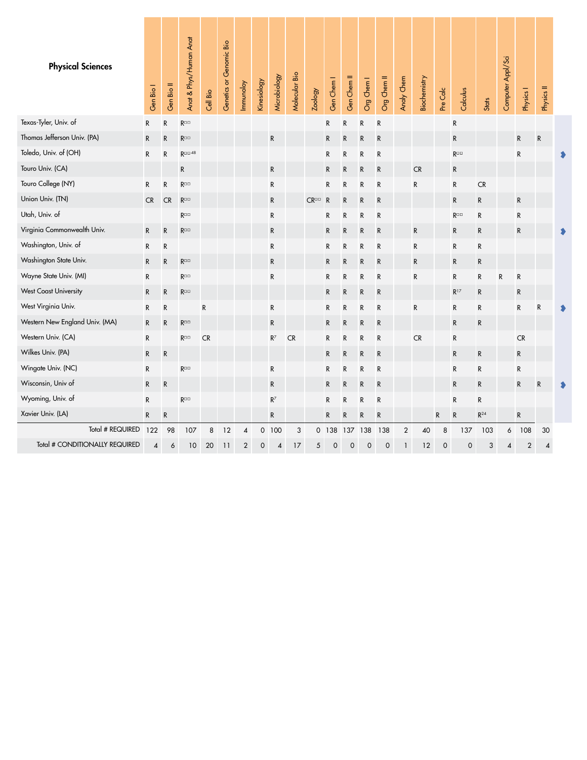## Physical Sciences

| | Gen Bio I | Gen Bio II | Anat & Phys/Human Anat | Cell Bio | Genetics or Genomic Bio | Immunoloy | Kinesiology | Microbiology | Molecular Bio | Zoology | Gen Chem I | Gen Chem II | Org Chem I | Org Chem II | Analy Chem | Biochemistry | Pre Calc | Calculus | Stats | Computer Appl/Sci | Physics I | Physics II |
|---|---|---|---|---|---|---|---|---|---|---|---|---|---|---|---|---|---|---|---|---|---|---|
| Texas-Tyler, Univ. of | R | R | R□□ | | | | | | | | R | R | R | R | | | | R | | | | |
| Thomas Jefferson Univ. (PA) | R | R | R□□ | | | | | R | | | R | R | R | R | | | | R | | | R | R |
| Toledo, Univ. of (OH) | R | R | R□□48 | | | | | | | | R | R | R | R | | | | R□□ | | | R | |
| Touro Univ. (CA) | | | R | | | | | R | | | R | R | R | R | | CR | | R | | | | |
| Touro College (NY) | R | R | R□□ | | | | | R | | | R | R | R | R | | R | | R | CR | | | |
| Union Univ. (TN) | CR | CR | R□□ | | | | | R | | CR□□ | R | R | R | R | | | | R | R | | R | |
| Utah, Univ. of | | | R□□ | | | | | R | | | R | R | R | R | | | | R□□ | R | | R | |
| Virginia Commonwealth Univ. | R | R | R□□ | | | | | R | | | R | R | R | R | | R | | R | R | | R | |
| Washington, Univ. of | R | R | | | | | | R | | | R | R | R | R | | R | | R | R | | | |
| Washington State Univ. | R | R | R□□ | | | | | R | | | R | R | R | R | | R | | R | R | | | |
| Wayne State Univ. (MI) | R | | R□□ | | | | | R | | | R | R | R | R | | R | | R | R | R | R | |
| West Coast University | R | R | R□□ | | | | | | | | R | R | R | R | | | | R[17] | R | | R | |
| West Virginia Univ. | R | R | | R | | | | R | | | R | R | R | R | | R | | R | R | | R | R |
| Western New England Univ. (MA) | R | R | R□□ | | | | | R | | | R | R | R | R | | | | R | R | | | |
| Western Univ. (CA) | R | | R□□ | CR | | | | R[7] | CR | | R | R | R | R | | CR | | R | | | CR | |
| Wilkes Univ. (PA) | R | R | | | | | | | | | R | R | R | R | | | | R | R | | R | |
| Wingate Univ. (NC) | R | | R□□ | | | | | R | | | R | R | R | R | | | | R | R | | R | |
| Wisconsin, Univ of | R | R | | | | | | R | | | R | R | R | R | | | | R | R | | R | R |
| Wyoming, Univ. of | R | | R□□ | | | | | R[7] | | | R | R | R | R | | | | R | R | | | |
| Xavier Univ. (LA) | R | R | | | | | | R | | | R | R | R | R | | | R | R | R[24] | | R | |
| Total # REQUIRED | 122 | 98 | 107 | 8 | 12 | 4 | 0 | 100 | 3 | 0 | 138 | 137 | 138 | 138 | 2 | 40 | 8 | 137 | 103 | 6 | 108 | 30 |
| Total # CONDITIONALLY REQUIRED | 4 | 6 | 10 | 20 | 11 | 2 | 0 | 4 | 17 | 5 | 0 | 0 | 0 | 0 | 1 | 12 | 0 | 0 | 3 | 4 | 2 | 4 |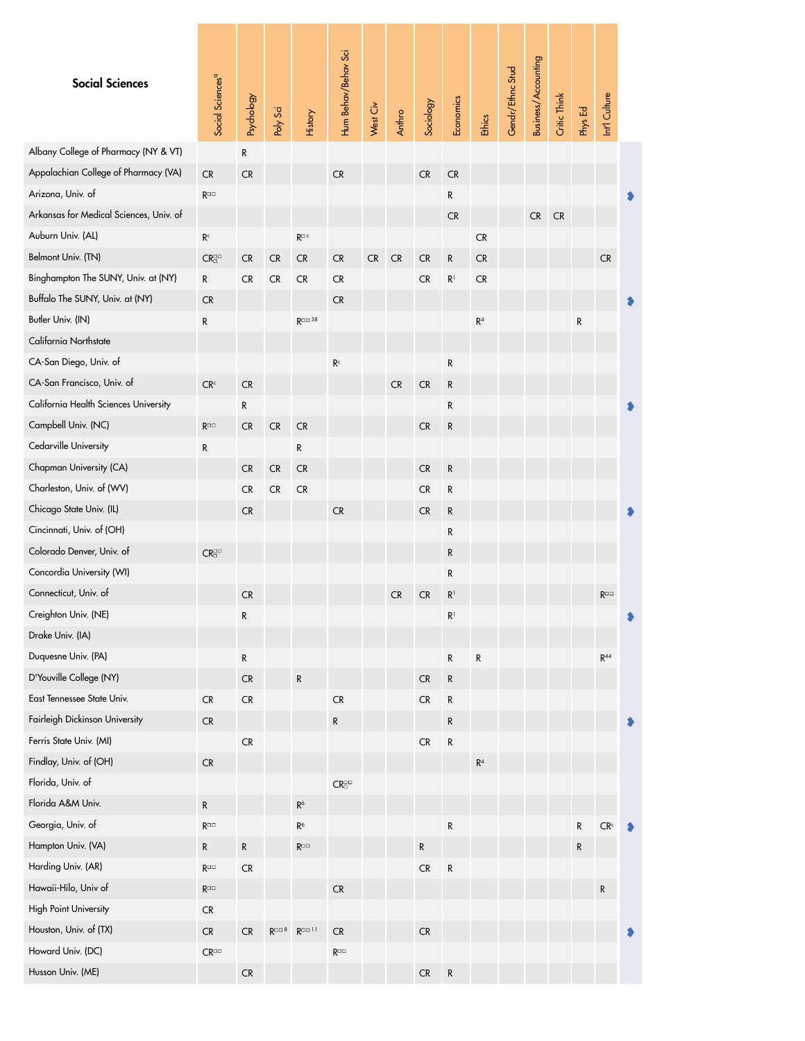| Social Sciences | Social Sciences[a] | Psychology | Poly Sci | History | Hum Behav/Behav Sci | West Civ | Anthro | Sociology | Economics | Ethics | Gendr/Ethnc Stud | Business/Accounting | Critic Think | Phys Ed | Int'l Culture |
|---|---|---|---|---|---|---|---|---|---|---|---|---|---|---|---|
| Albany College of Pharmacy (NY & VT) | | R | | | | | | | | | | | | | |
| Appalachian College of Pharmacy (VA) | CR | CR | | | CR | | | CR | CR | | | | | | |
| Arizona, Univ. of | R | | | | | | | | R | | | | | | |
| Arkansas for Medical Sciences, Univ. of | | | | | | | | | CR | | | CR | CR | | |
| Auburn Univ. (AL) | R[c] | | | R[c] | | | | | | CR | | | | | |
| Belmont Univ. (TN) | CR | CR | CR | CR | CR | CR | CR | CR | R | CR | | | | | CR |
| Binghampton The SUNY, Univ. at (NY) | R | CR | CR | CR | CR | | | CR | R[1] | CR | | | | | |
| Buffalo The SUNY, Univ. at (NY) | CR | | | | CR | | | | | | | | | | |
| Butler Univ. (IN) | R | | | R[38] | | | | | | R[4] | | | | R | |
| California Northstate | | | | | | | | | | | | | | | |
| CA-San Diego, Univ. of | | | | | R[c] | | | | R | | | | | | |
| CA-San Francisco, Univ. of | CR[c] | CR | | | | | CR | CR | R | | | | | | |
| California Health Sciences University | | R | | | | | | | R | | | | | | |
| Campbell Univ. (NC) | R | CR | CR | CR | | | | CR | R | | | | | | |
| Cedarville University | R | | | R | | | | | | | | | | | |
| Chapman University (CA) | | CR | CR | CR | | | | CR | R | | | | | | |
| Charleston, Univ. of (WV) | | CR | CR | CR | | | | CR | R | | | | | | |
| Chicago State Univ. (IL) | | CR | | | CR | | | CR | R | | | | | | |
| Cincinnati, Univ. of (OH) | | | | | | | | | R | | | | | | |
| Colorado Denver, Univ. of | CR | | | | | | | | R | | | | | | |
| Concordia University (WI) | | | | | | | | | R | | | | | | |
| Connecticut, Univ. of | | CR | | | | | CR | CR | R[1] | | | | | | R |
| Creighton Univ. (NE) | | R | | | | | | | R[1] | | | | | | |
| Drake Univ. (IA) | | | | | | | | | | | | | | | |
| Duquesne Univ. (PA) | | R | | | | | | | R | R | | | | | R[44] |
| D'Youville College (NY) | | CR | | R | | | | CR | R | | | | | | |
| East Tennessee State Univ. | CR | CR | | | CR | | | CR | R | | | | | | |
| Fairleigh Dickinson University | CR | | | | R | | | | R | | | | | | |
| Ferris State Univ. (MI) | | CR | | | | | | CR | R | | | | | | |
| Findlay, Univ. of (OH) | CR | | | | | | | | | R[4] | | | | | |
| Florida, Univ. of | | | | | CR | | | | | | | | | | |
| Florida A&M Univ. | R | | | R[6] | | | | | | | | | | | |
| Georgia, Univ. of | R | | | R[6] | | | | | R | | | | | R | CR[c] |
| Hampton Univ. (VA) | R | R | | R | | | | R | | | | | | R | |
| Harding Univ. (AR) | R | CR | | | | | | CR | R | | | | | | |
| Hawaii-Hilo, Univ of | R | | | | CR | | | | | | | | | | R |
| High Point University | CR | | | | | | | | | | | | | | |
| Houston, Univ. of (TX) | CR | CR | R[8] | R[11] | CR | | | CR | | | | | | | |
| Howard Univ. (DC) | CR | | | | R | | | | | | | | | | |
| Husson Univ. (ME) | | CR | | | | | | CR | R | | | | | | |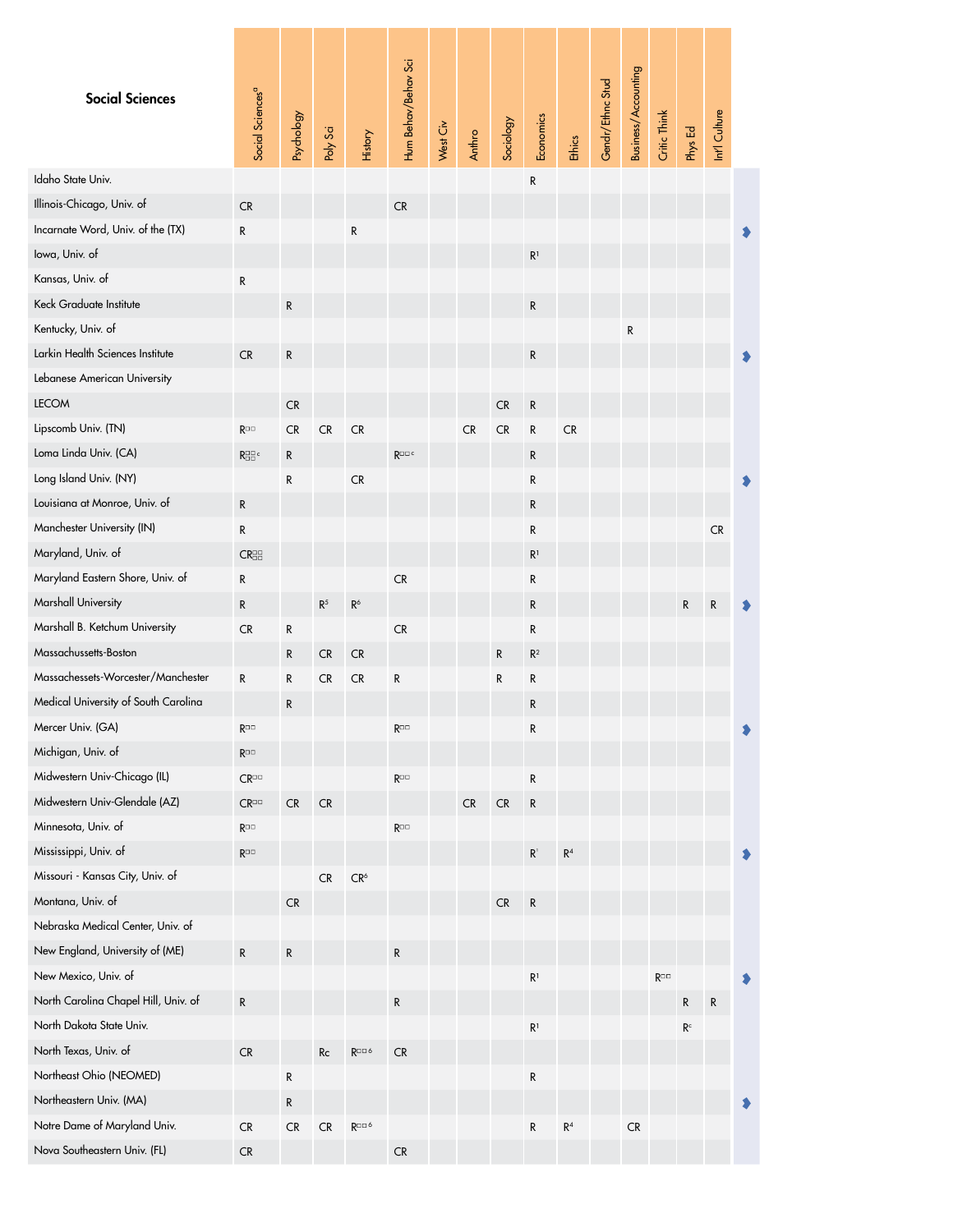| Social Sciences | Social Sciences[a] | Psychology | Poly Sci | History | Hum Behav/Behav Sci | West Civ | Anthro | Sociology | Economics | Ethics | Gendr/Ethnc Stud | Business/Accounting | Critic Think | Phys Ed | Int'l Culture |
|---|---|---|---|---|---|---|---|---|---|---|---|---|---|---|---|
| Idaho State Univ. | | | | | | | | | R | | | | | | |
| Illinois-Chicago, Univ. of | CR | | | | CR | | | | | | | | | | |
| Incarnate Word, Univ. of the (TX) | R | | | R | | | | | | | | | | | |
| Iowa, Univ. of | | | | | | | | | R[1] | | | | | | |
| Kansas, Univ. of | R | | | | | | | | | | | | | | |
| Keck Graduate Institute | | R | | | | | | | R | | | | | | |
| Kentucky, Univ. of | | | | | | | | | | | | R | | | |
| Larkin Health Sciences Institute | CR | R | | | | | | | R | | | | | | |
| Lebanese American University | | | | | | | | | | | | | | | |
| LECOM | | CR | | | | | | CR | R | | | | | | |
| Lipscomb Univ. (TN) | R | CR | CR | CR | | | CR | CR | R | CR | | | | | |
| Loma Linda Univ. (CA) | R[c] | R | | | R[c] | | | | R | | | | | | |
| Long Island Univ. (NY) | | R | | CR | | | | | R | | | | | | |
| Louisiana at Monroe, Univ. of | R | | | | | | | | R | | | | | | |
| Manchester University (IN) | R | | | | | | | | R | | | | | | CR |
| Maryland, Univ. of | CR | | | | | | | | R[1] | | | | | | |
| Maryland Eastern Shore, Univ. of | R | | | | CR | | | | R | | | | | | |
| Marshall University | R | | R[5] | R[6] | | | | | R | | | | | R | R |
| Marshall B. Ketchum University | CR | R | | | CR | | | | R | | | | | | |
| Massachussetts-Boston | | R | CR | CR | | | | R | R[2] | | | | | | |
| Massachessets-Worcester/Manchester | R | R | CR | CR | R | | | R | R | | | | | | |
| Medical University of South Carolina | | R | | | | | | | R | | | | | | |
| Mercer Univ. (GA) | R | | | | R | | | | R | | | | | | |
| Michigan, Univ. of | R | | | | | | | | | | | | | | |
| Midwestern Univ-Chicago (IL) | CR | | | | R | | | | R | | | | | | |
| Midwestern Univ-Glendale (AZ) | CR | CR | CR | | | | CR | CR | R | | | | | | |
| Minnesota, Univ. of | R | | | | R | | | | | | | | | | |
| Mississippi, Univ. of | R | | | | | | | | R[1] | R[4] | | | | | |
| Missouri - Kansas City, Univ. of | | | CR | CR[6] | | | | | | | | | | | |
| Montana, Univ. of | | CR | | | | | | CR | R | | | | | | |
| Nebraska Medical Center, Univ. of | | | | | | | | | | | | | | | |
| New England, University of (ME) | R | R | | | R | | | | | | | | | | |
| New Mexico, Univ. of | | | | | | | | | R[1] | | | | R | | |
| North Carolina Chapel Hill, Univ. of | R | | | | R | | | | | | | | | R | R |
| North Dakota State Univ. | | | | | | | | | R[1] | | | | | R[c] | |
| North Texas, Univ. of | CR | | Rc | R[6] | CR | | | | | | | | | | |
| Northeast Ohio (NEOMED) | | R | | | | | | | R | | | | | | |
| Northeastern Univ. (MA) | | R | | | | | | | | | | | | | |
| Notre Dame of Maryland Univ. | CR | CR | CR | R[6] | | | | | R | R[4] | | CR | | | |
| Nova Southeastern Univ. (FL) | CR | | | | CR | | | | | | | | | | |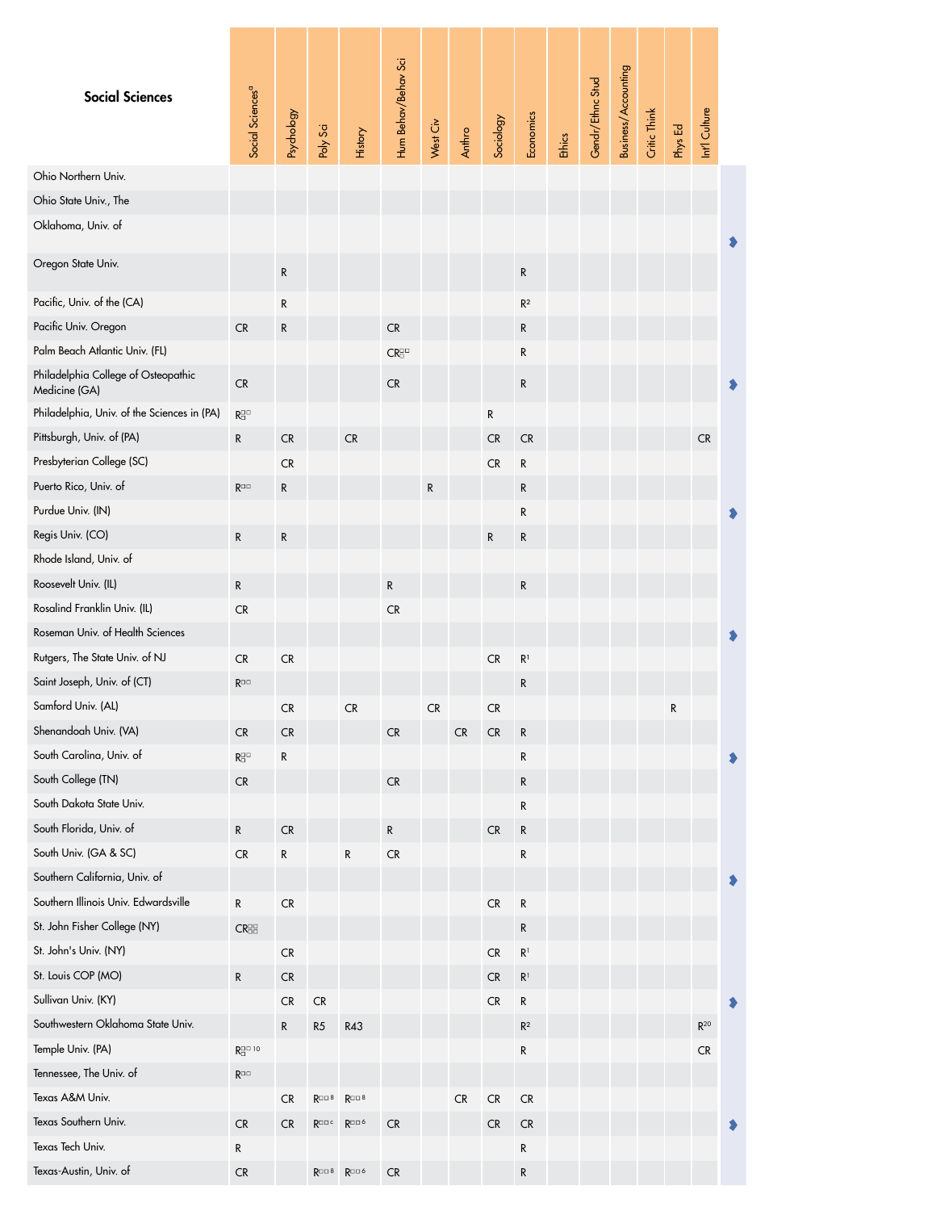| Social Sciences | Social Sciences[a] | Psychology | Poly Sci | History | Hum Behav/Behav Sci | West Civ | Anthro | Sociology | Economics | Ethics | Gendr/Ethnc Stud | Business/Accounting | Critic Think | Phys Ed | Int'l Culture |
|---|---|---|---|---|---|---|---|---|---|---|---|---|---|---|---|
| Ohio Northern Univ. | | | | | | | | | | | | | | | |
| Ohio State Univ., The | | | | | | | | | | | | | | | |
| Oklahoma, Univ. of | | | | | | | | | | | | | | | |
| Oregon State Univ. | | R | | | | | | | R | | | | | | |
| Pacific, Univ. of the (CA) | | R | | | | | | | R[2] | | | | | | |
| Pacific Univ. Oregon | CR | R | | | CR | | | | R | | | | | | |
| Palm Beach Atlantic Univ. (FL) | | | | | CR | | | | R | | | | | | |
| Philadelphia College of Osteopathic Medicine (GA) | CR | | | | CR | | | | R | | | | | | |
| Philadelphia, Univ. of the Sciences in (PA) | R | | | | | | | R | | | | | | | |
| Pittsburgh, Univ. of (PA) | R | CR | | CR | | | | CR | CR | | | | | | CR |
| Presbyterian College (SC) | | CR | | | | | | CR | R | | | | | | |
| Puerto Rico, Univ. of | R | R | | | | R | | | R | | | | | | |
| Purdue Univ. (IN) | | | | | | | | | R | | | | | | |
| Regis Univ. (CO) | R | R | | | | | | R | R | | | | | | |
| Rhode Island, Univ. of | | | | | | | | | | | | | | | |
| Roosevelt Univ. (IL) | R | | | | R | | | | R | | | | | | |
| Rosalind Franklin Univ. (IL) | CR | | | | CR | | | | | | | | | | |
| Roseman Univ. of Health Sciences | | | | | | | | | | | | | | | |
| Rutgers, The State Univ. of NJ | CR | CR | | | | | | CR | R[1] | | | | | | |
| Saint Joseph, Univ. of (CT) | R | | | | | | | | R | | | | | | |
| Samford Univ. (AL) | | CR | | CR | | CR | | CR | | | | | | R | |
| Shenandoah Univ. (VA) | CR | CR | | | CR | | CR | CR | R | | | | | | |
| South Carolina, Univ. of | R | R | | | | | | | R | | | | | | |
| South College (TN) | CR | | | | CR | | | | R | | | | | | |
| South Dakota State Univ. | | | | | | | | | R | | | | | | |
| South Florida, Univ. of | R | CR | | | R | | | CR | R | | | | | | |
| South Univ. (GA & SC) | CR | R | | R | CR | | | | R | | | | | | |
| Southern California, Univ. of | | | | | | | | | | | | | | | |
| Southern Illinois Univ. Edwardsville | R | CR | | | | | | CR | R | | | | | | |
| St. John Fisher College (NY) | CR | | | | | | | | R | | | | | | |
| St. John's Univ. (NY) | | CR | | | | | | CR | R[1] | | | | | | |
| St. Louis COP (MO) | R | CR | | | | | | CR | R[1] | | | | | | |
| Sullivan Univ. (KY) | | CR | CR | | | | | CR | R | | | | | | |
| Southwestern Oklahoma State Univ. | | R | R5 | R43 | | | | | R[2] | | | | | | R[20] |
| Temple Univ. (PA) | R[10] | | | | | | | | R | | | | | | CR |
| Tennessee, The Univ. of | R | | | | | | | | | | | | | | |
| Texas A&M Univ. | | CR | R[8] | R[8] | | | CR | CR | CR | | | | | | |
| Texas Southern Univ. | CR | CR | R | R[6] | CR | | | CR | CR | | | | | | |
| Texas Tech Univ. | R | | | | | | | | R | | | | | | |
| Texas-Austin, Univ. of | CR | | R[8] | R[6] | CR | | | | R | | | | | | |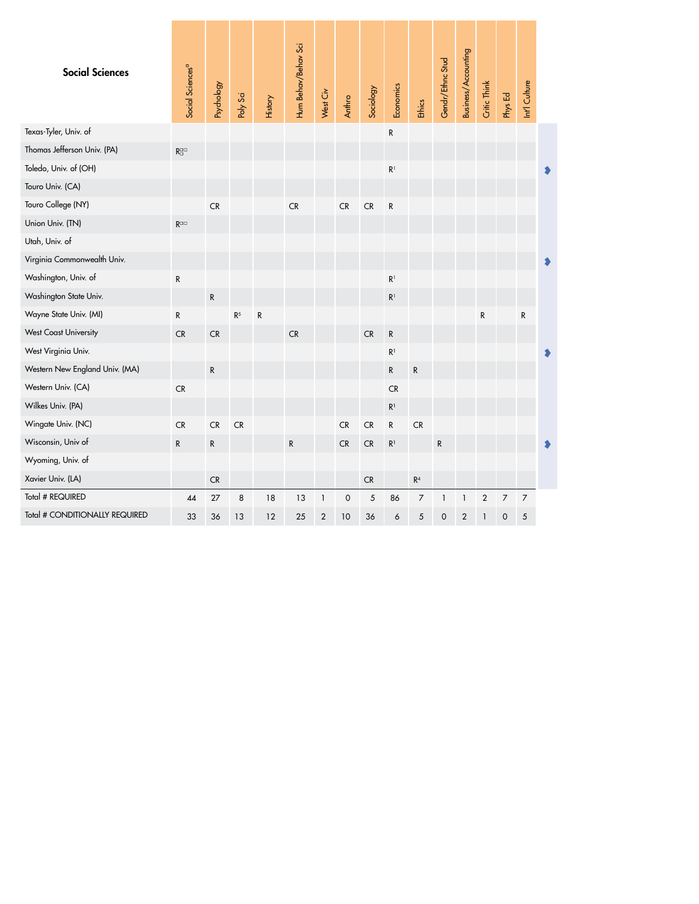| Social Sciences | Social Sciences[a] | Psychology | Poly Sci | History | Hum Behav/Behav Sci | West Civ | Anthro | Sociology | Economics | Ethics | Gendr/Ethnc Stud | Business/Accounting | Critic Think | Phys Ed | Int'l Culture |
|---|---|---|---|---|---|---|---|---|---|---|---|---|---|---|---|
| Texas-Tyler, Univ. of | | | | | | | | | R | | | | | | |
| Thomas Jefferson Univ. (PA) | R | | | | | | | | | | | | | | |
| Toledo, Univ. of (OH) | | | | | | | | | R[1] | | | | | | |
| Touro Univ. (CA) | | | | | | | | | | | | | | | |
| Touro College (NY) | | CR | | | CR | | CR | CR | R | | | | | | |
| Union Univ. (TN) | R | | | | | | | | | | | | | | |
| Utah, Univ. of | | | | | | | | | | | | | | | |
| Virginia Commonwealth Univ. | | | | | | | | | | | | | | | |
| Washington, Univ. of | R | | | | | | | | R[1] | | | | | | |
| Washington State Univ. | | R | | | | | | | R[1] | | | | | | |
| Wayne State Univ. (MI) | R | | R[5] | R | | | | | | | | | R | | R |
| West Coast University | CR | CR | | | CR | | | CR | R | | | | | | |
| West Virginia Univ. | | | | | | | | | R[1] | | | | | | |
| Western New England Univ. (MA) | | R | | | | | | | R | R | | | | | |
| Western Univ. (CA) | CR | | | | | | | | CR | | | | | | |
| Wilkes Univ. (PA) | | | | | | | | | R[1] | | | | | | |
| Wingate Univ. (NC) | CR | CR | CR | | | | CR | CR | R | CR | | | | | |
| Wisconsin, Univ of | R | R | | | R | | CR | CR | R[1] | | R | | | | |
| Wyoming, Univ. of | | | | | | | | | | | | | | | |
| Xavier Univ. (LA) | | CR | | | | | | CR | | R[4] | | | | | |
| Total # REQUIRED | 44 | 27 | 8 | 18 | 13 | 1 | 0 | 5 | 86 | 7 | 1 | 1 | 2 | 7 | 7 |
| Total # CONDITIONALLY REQUIRED | 33 | 36 | 13 | 12 | 25 | 2 | 10 | 36 | 6 | 5 | 0 | 2 | 1 | 0 | 5 |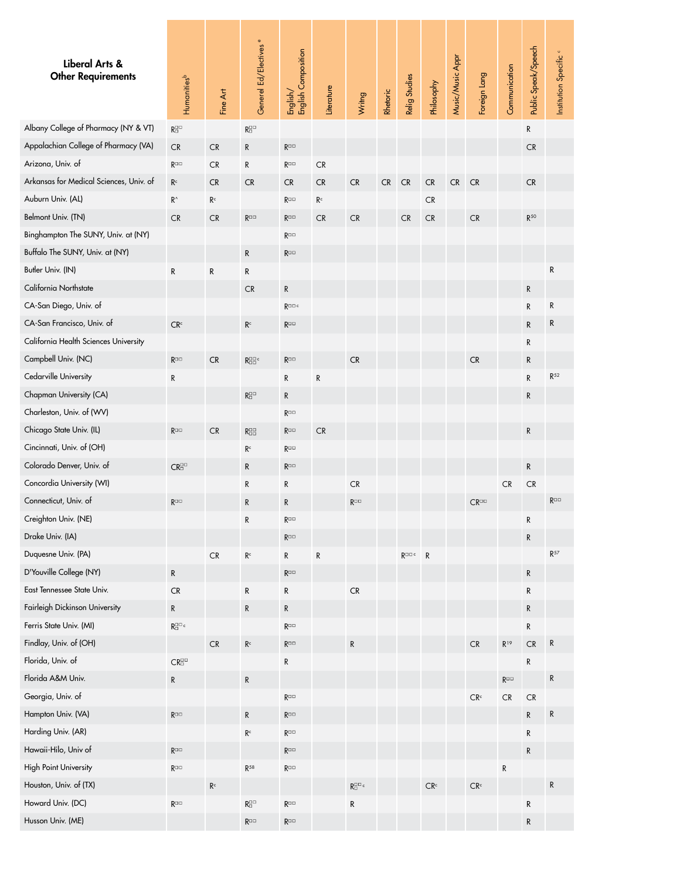| Liberal Arts & Other Requirements | Humanities[b] | Fine Art | General Ed/Electives[e] | English/ English Composition | Literature | Writing | Rhetoric | Relig Studies | Philosophy | Music/Music Appr | Foreign Lang | Communication | Public Speak/Speech | Institution Specific[c] |
|---|---|---|---|---|---|---|---|---|---|---|---|---|---|---|
| Albany College of Pharmacy (NY & VT) | R[□□] | | R[□□] | | | | | | | | | | R | |
| Appalachian College of Pharmacy (VA) | CR | CR | R | R[□□] | | | | | | | | | CR | |
| Arizona, Univ. of | R[□□] | CR | R | R[□□] | CR | | | | | | | | | |
| Arkansas for Medical Sciences, Univ. of | R[c] | CR | CR | CR | CR | CR | CR | CR | CR | CR | CR | | CR | |
| Auburn Univ. (AL) | R[^] | R[c] | | R[□□] | R[c] | | | | CR | | | | | |
| Belmont Univ. (TN) | CR | CR | R[□□] | R[□□] | CR | CR | | CR | CR | | CR | | R[50] | |
| Binghampton The SUNY, Univ. at (NY) | | | | R[□□] | | | | | | | | | | |
| Buffalo The SUNY, Univ. at (NY) | | | R | R[□□] | | | | | | | | | | |
| Butler Univ. (IN) | R | R | R | | | | | | | | | | | R |
| California Northstate | | | CR | R | | | | | | | | | R | |
| CA-San Diego, Univ. of | | | | R[□□c] | | | | | | | | | R | R |
| CA-San Francisco, Univ. of | CR[c] | | R[c] | R[□□] | | | | | | | | | R | R |
| California Health Sciences University | | | | | | | | | | | | | R | |
| Campbell Univ. (NC) | R[□□] | CR | R[□□c] | R[□□] | | CR | | | | | CR | | R | |
| Cedarville University | R | | | R | R | | | | | | | | R | R[52] |
| Chapman University (CA) | | | R[□□] | R | | | | | | | | | R | |
| Charleston, Univ. of (WV) | | | | R[□□] | | | | | | | | | | |
| Chicago State Univ. (IL) | R[□□] | CR | R[□□] | R[□□] | CR | | | | | | | | R | |
| Cincinnati, Univ. of (OH) | | | R[c] | R[□□] | | | | | | | | | | |
| Colorado Denver, Univ. of | CR[□□] | | R | R[□□] | | | | | | | | | R | |
| Concordia University (WI) | | | R | R | | CR | | | | | | CR | CR | |
| Connecticut, Univ. of | R[□□] | | R | R | | R[□□] | | | | | CR[□□] | | | R[□□] |
| Creighton Univ. (NE) | | | R | R[□□] | | | | | | | | | R | |
| Drake Univ. (IA) | | | | R[□□] | | | | | | | | | R | |
| Duquesne Univ. (PA) | | CR | R[c] | R | R | | | R[□□c] | R | | | | | R[57] |
| D'Youville College (NY) | R | | | R[□□] | | | | | | | | | R | |
| East Tennessee State Univ. | CR | | R | R | | CR | | | | | | | R | |
| Fairleigh Dickinson University | R | | R | R | | | | | | | | | R | |
| Ferris State Univ. (MI) | R[□□c] | | | R[□□] | | | | | | | | | R | |
| Findlay, Univ. of (OH) | | CR | R[c] | R[□□] | | R | | | | | CR | R[19] | CR | R |
| Florida, Univ. of | CR[□□] | | | R | | | | | | | | | R | |
| Florida A&M Univ. | R | | R | | | | | | | | | R[□□] | | R |
| Georgia, Univ. of | | | | R[□□] | | | | | | | CR[c] | CR | CR | |
| Hampton Univ. (VA) | R[□□] | | R | R[□□] | | | | | | | | | R | R |
| Harding Univ. (AR) | | | R[c] | R[□□] | | | | | | | | | R | |
| Hawaii-Hilo, Univ of | R[□□] | | | R[□□] | | | | | | | | | R | |
| High Point University | R[□□] | | R[58] | R[□□] | | | | | | | | R | | |
| Houston, Univ. of (TX) | | R[c] | | | | R[□□c] | | | CR[c] | | CR[c] | | | R |
| Howard Univ. (DC) | R[□□] | | R[□□] | R[□□] | | R | | | | | | | R | |
| Husson Univ. (ME) | | | R[□□] | R[□□] | | | | | | | | | R | |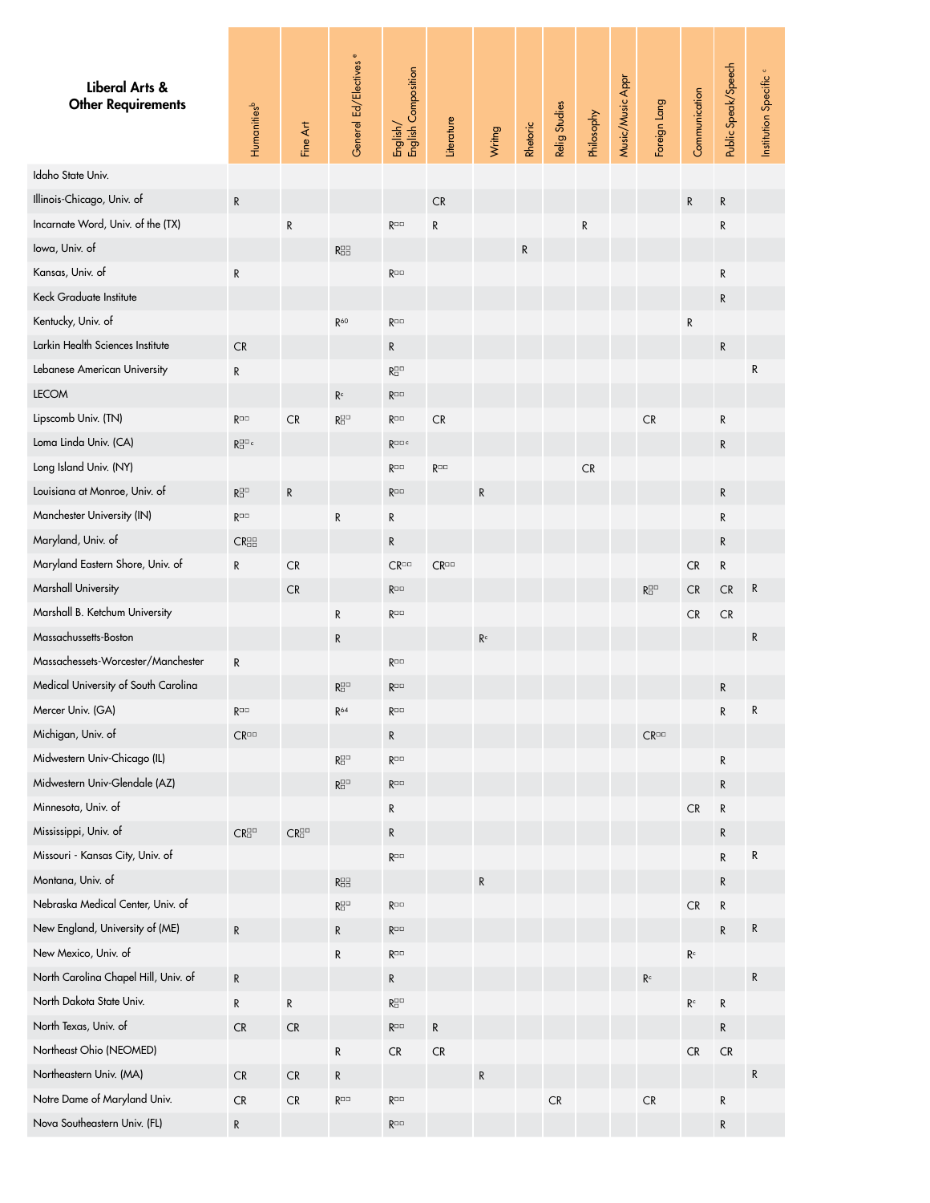| Liberal Arts & Other Requirements | Humanities[b] | Fine Art | General Ed/Electives[e] | English/ English Composition | Literature | Writing | Rhetoric | Relig Studies | Philosophy | Music/Music Appr | Foreign Lang | Communication | Public Speak/Speech | Institution Specific[c] |
|---|---|---|---|---|---|---|---|---|---|---|---|---|---|---|
| Idaho State Univ. | | | | | | | | | | | | | | |
| Illinois-Chicago, Univ. of | R | | | | CR | | | | | | | R | R | |
| Incarnate Word, Univ. of the (TX) | | R | | R□□ | R | | | | R | | | | R | |
| Iowa, Univ. of | | | R□□ | | | | R | | | | | | | |
| Kansas, Univ. of | R | | | R□□ | | | | | | | | | R | |
| Keck Graduate Institute | | | | | | | | | | | | | R | |
| Kentucky, Univ. of | | | R[60] | R□□ | | | | | | | | R | | |
| Larkin Health Sciences Institute | CR | | | R | | | | | | | | | R | |
| Lebanese American University | R | | | R□□ | | | | | | | | | | R |
| LECOM | | | R[c] | R□□ | | | | | | | | | | |
| Lipscomb Univ. (TN) | R□□ | CR | R□□ | R□□ | CR | | | | | | CR | | R | |
| Loma Linda Univ. (CA) | R□□[c] | | | R□□[c] | | | | | | | | | R | |
| Long Island Univ. (NY) | | | | R□□ | R□□ | | | | CR | | | | | |
| Louisiana at Monroe, Univ. of | R□□ | R | | R□□ | | R | | | | | | | R | |
| Manchester University (IN) | R□□ | | R | R | | | | | | | | | R | |
| Maryland, Univ. of | CR□□ | | | R | | | | | | | | | R | |
| Maryland Eastern Shore, Univ. of | R | CR | | CR□□ | CR□□ | | | | | | | CR | R | |
| Marshall University | | CR | | R□□ | | | | | | | R□□ | CR | CR | R |
| Marshall B. Ketchum University | | | R | R□□ | | | | | | | | CR | CR | |
| Massachussetts-Boston | | | R | | | R[c] | | | | | | | | R |
| Massachessets-Worcester/Manchester | R | | | R□□ | | | | | | | | | | |
| Medical University of South Carolina | | | R□□ | R□□ | | | | | | | | | R | |
| Mercer Univ. (GA) | R□□ | | R[64] | R□□ | | | | | | | | | R | R |
| Michigan, Univ. of | CR□□ | | | R | | | | | | | CR□□ | | | |
| Midwestern Univ-Chicago (IL) | | | R□□ | R□□ | | | | | | | | | R | |
| Midwestern Univ-Glendale (AZ) | | | R□□ | R□□ | | | | | | | | | R | |
| Minnesota, Univ. of | | | | R | | | | | | | | CR | R | |
| Mississippi, Univ. of | CR□□ | CR□□ | | R | | | | | | | | | R | |
| Missouri - Kansas City, Univ. of | | | | R□□ | | | | | | | | | R | R |
| Montana, Univ. of | | | R□□ | | | R | | | | | | | R | |
| Nebraska Medical Center, Univ. of | | | R□□ | R□□ | | | | | | | | CR | R | |
| New England, University of (ME) | R | | R | R□□ | | | | | | | | | R | R |
| New Mexico, Univ. of | | | R | R□□ | | | | | | | | R[c] | | |
| North Carolina Chapel Hill, Univ. of | R | | | R | | | | | | | R[c] | | | R |
| North Dakota State Univ. | R | R | | R□□ | | | | | | | | R[c] | R | |
| North Texas, Univ. of | CR | CR | | R□□ | R | | | | | | | | R | |
| Northeast Ohio (NEOMED) | | | R | CR | CR | | | | | | | CR | CR | |
| Northeastern Univ. (MA) | CR | CR | R | | | R | | | | | | | | R |
| Notre Dame of Maryland Univ. | CR | CR | R□□ | R□□ | | | | CR | | | CR | | R | |
| Nova Southeastern Univ. (FL) | R | | | R□□ | | | | | | | | | R | |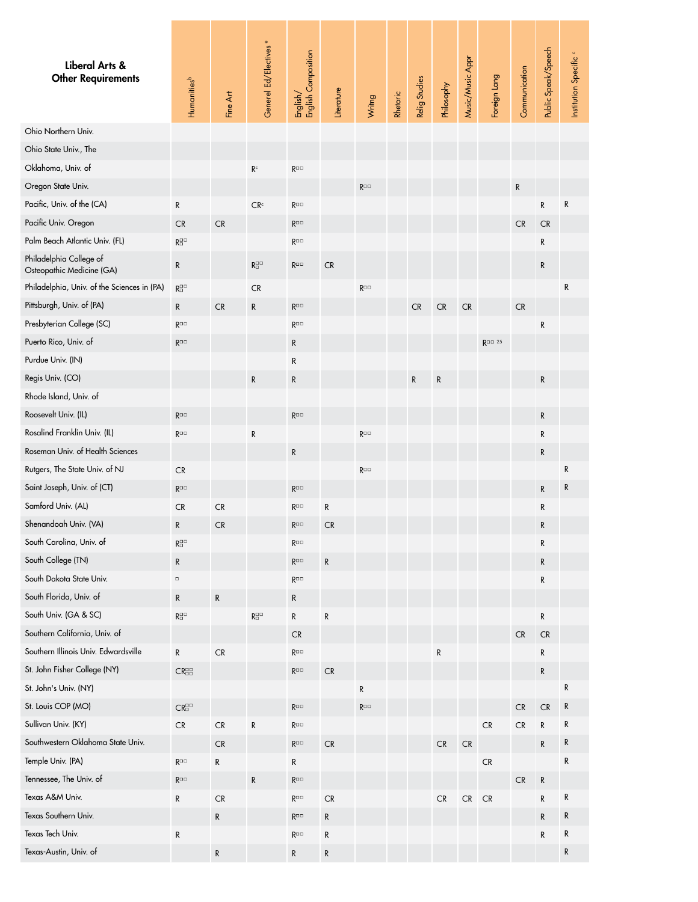| Liberal Arts & Other Requirements | Humanities[b] | Fine Art | General Ed/Electives[e] | English/ English Composition | Literature | Writing | Rhetoric | Relig Studies | Philosophy | Music/Music Appr | Foreign Lang | Communication | Public Speak/Speech | Institution Specific[c] |
|---|---|---|---|---|---|---|---|---|---|---|---|---|---|---|
| Ohio Northern Univ. | | | | | | | | | | | | | | |
| Ohio State Univ., The | | | | | | | | | | | | | | |
| Oklahoma, Univ. of | | | R[c] | R□□ | | | | | | | | | | |
| Oregon State Univ. | | | | | | R□□ | | | | | | R | | |
| Pacific, Univ. of the (CA) | R | | CR[c] | R□□ | | | | | | | | | R | R |
| Pacific Univ. Oregon | CR | CR | | R□□ | | | | | | | | CR | CR | |
| Palm Beach Atlantic Univ. (FL) | R□□ | | | R□□ | | | | | | | | | R | |
| Philadelphia College of Osteopathic Medicine (GA) | R | | R□□ | R□□ | CR | | | | | | | | R | |
| Philadelphia, Univ. of the Sciences in (PA) | R□□ | | CR | | | R□□ | | | | | | | | R |
| Pittsburgh, Univ. of (PA) | R | CR | R | R□□ | | | | CR | CR | CR | | CR | | |
| Presbyterian College (SC) | R□□ | | | R□□ | | | | | | | | | R | |
| Puerto Rico, Univ. of | R□□ | | | R | | | | | | | R□□ 25 | | | |
| Purdue Univ. (IN) | | | | R | | | | | | | | | | |
| Regis Univ. (CO) | | | R | R | | | | R | R | | | | R | |
| Rhode Island, Univ. of | | | | | | | | | | | | | | |
| Roosevelt Univ. (IL) | R□□ | | | R□□ | | | | | | | | | R | |
| Rosalind Franklin Univ. (IL) | R□□ | | R | | | R□□ | | | | | | | R | |
| Roseman Univ. of Health Sciences | | | | R | | | | | | | | | R | |
| Rutgers, The State Univ. of NJ | CR | | | | | R□□ | | | | | | | | R |
| Saint Joseph, Univ. of (CT) | R□□ | | | R□□ | | | | | | | | | R | R |
| Samford Univ. (AL) | CR | CR | | R□□ | R | | | | | | | | R | |
| Shenandoah Univ. (VA) | R | CR | | R□□ | CR | | | | | | | | R | |
| South Carolina, Univ. of | R□□ | | | R□□ | | | | | | | | | R | |
| South College (TN) | R | | | R□□ | R | | | | | | | | R | |
| South Dakota State Univ. | □ | | | R□□ | | | | | | | | | R | |
| South Florida, Univ. of | R | R | | R | | | | | | | | | | |
| South Univ. (GA & SC) | R□□ | | R□□ | R | R | | | | | | | | R | |
| Southern California, Univ. of | | | | CR | | | | | | | | CR | CR | |
| Southern Illinois Univ. Edwardsville | R | CR | | R□□ | | | | | R | | | | R | |
| St. John Fisher College (NY) | CR□□□□ | | | R□□ | CR | | | | | | | | R | |
| St. John's Univ. (NY) | | | | | | R | | | | | | | | R |
| St. Louis COP (MO) | CR□□ | | | R□□ | | R□□ | | | | | | CR | CR | R |
| Sullivan Univ. (KY) | CR | CR | R | R□□ | | | | | | | CR | CR | R | R |
| Southwestern Oklahoma State Univ. | | CR | | R□□ | CR | | | | CR | CR | | | R | R |
| Temple Univ. (PA) | R□□ | R | | R | | | | | | | CR | | | R |
| Tennessee, The Univ. of | R□□ | | R | R□□ | | | | | | | | CR | R | |
| Texas A&M Univ. | R | CR | | R□□ | CR | | | | CR | CR | CR | | R | R |
| Texas Southern Univ. | | R | | R□□ | R | | | | | | | | R | R |
| Texas Tech Univ. | R | | | R□□ | R | | | | | | | | R | R |
| Texas-Austin, Univ. of | | R | | R | R | | | | | | | | | R |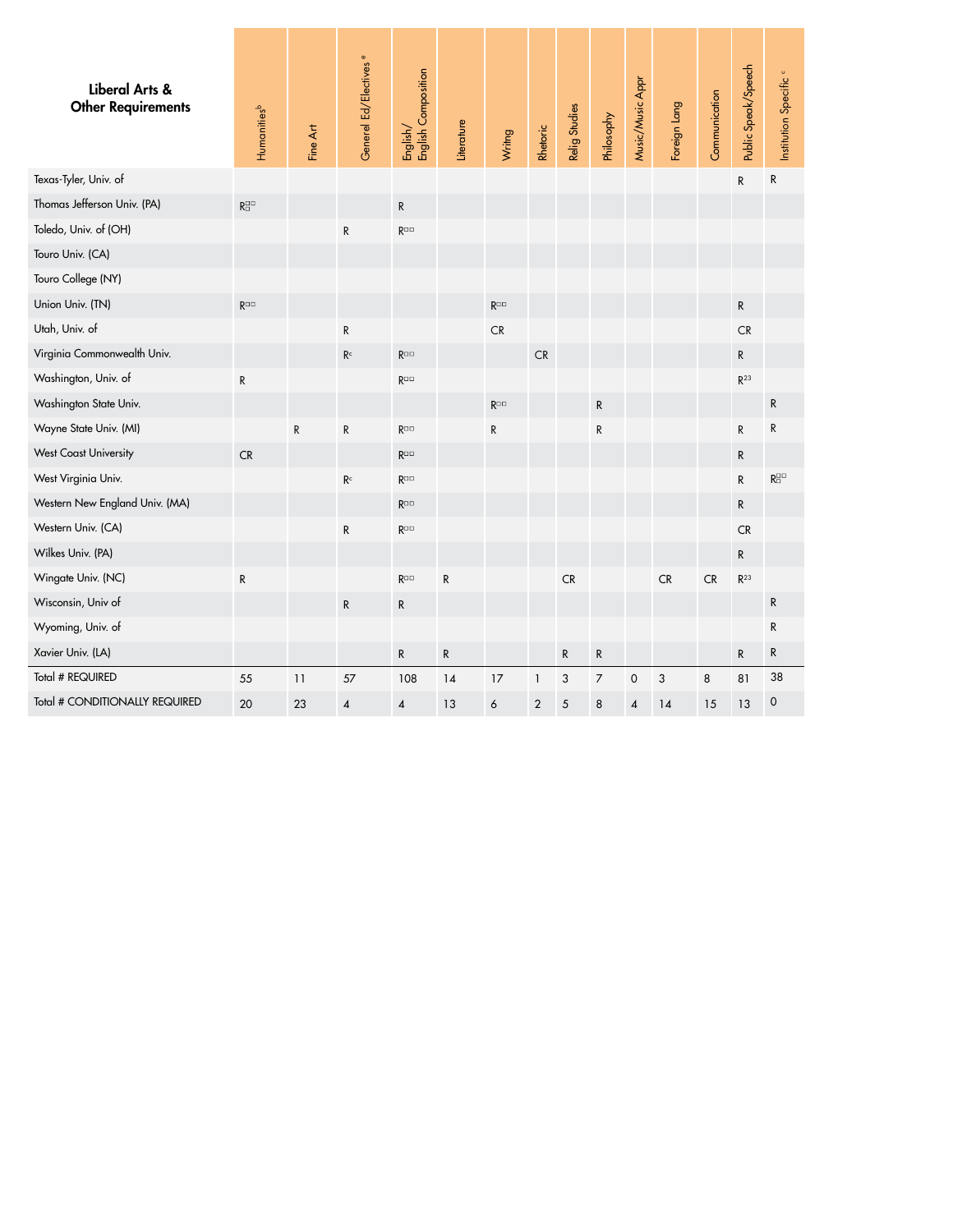| Liberal Arts & Other Requirements | Humanities[b] | Fine Art | Generel Ed/Electives[e] | English/ English Composition | Literature | Writing | Rhetoric | Relig Studies | Philosophy | Music/Music Appr | Foreign Lang | Communication | Public Speak/Speech | Institution Specific[c] |
|---|---|---|---|---|---|---|---|---|---|---|---|---|---|---|
| Texas-Tyler, Univ. of | | | | | | | | | | | | | R | R |
| Thomas Jefferson Univ. (PA) | R | | | R | | | | | | | | | | |
| Toledo, Univ. of (OH) | | | R | R | | | | | | | | | | |
| Touro Univ. (CA) | | | | | | | | | | | | | | |
| Touro College (NY) | | | | | | | | | | | | | | |
| Union Univ. (TN) | R | | | | | R | | | | | | | R | |
| Utah, Univ. of | | | R | | | CR | | | | | | | CR | |
| Virginia Commonwealth Univ. | | | R[c] | R | | | CR | | | | | | R | |
| Washington, Univ. of | R | | | R | | | | | | | | | R[23] | |
| Washington State Univ. | | | | | | R | | | R | | | | | R |
| Wayne State Univ. (MI) | | R | R | R | | R | | | R | | | | R | R |
| West Coast University | CR | | | R | | | | | | | | | R | |
| West Virginia Univ. | | | R[c] | R | | | | | | | | | R | R |
| Western New England Univ. (MA) | | | | R | | | | | | | | | R | |
| Western Univ. (CA) | | | R | R | | | | | | | | | CR | |
| Wilkes Univ. (PA) | | | | | | | | | | | | | R | |
| Wingate Univ. (NC) | R | | | R | R | | | CR | | | CR | CR | R[23] | |
| Wisconsin, Univ of | | | R | R | | | | | | | | | | R |
| Wyoming, Univ. of | | | | | | | | | | | | | | R |
| Xavier Univ. (LA) | | | | R | R | | | R | R | | | | R | R |
| Total # REQUIRED | 55 | 11 | 57 | 108 | 14 | 17 | 1 | 3 | 7 | 0 | 3 | 8 | 81 | 38 |
| Total # CONDITIONALLY REQUIRED | 20 | 23 | 4 | 4 | 13 | 6 | 2 | 5 | 8 | 4 | 14 | 15 | 13 | 0 |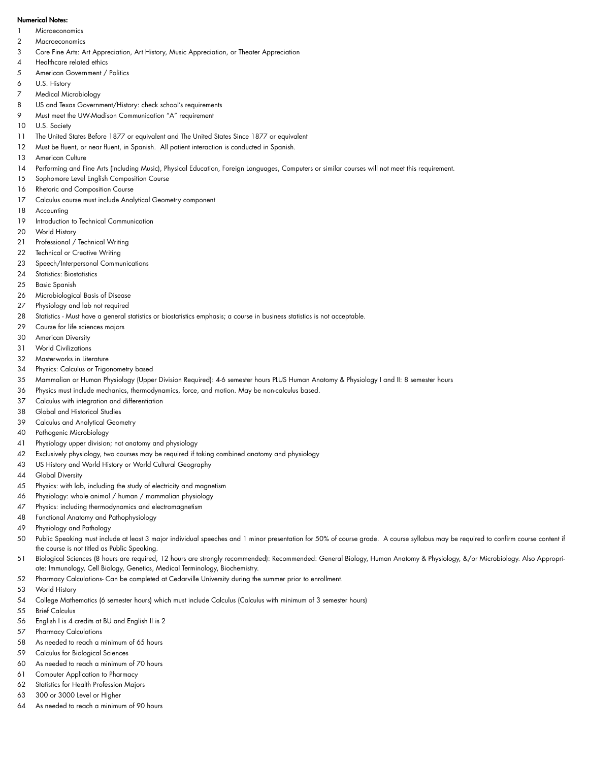**Numerical Notes:**

1 Microeconomics
2 Macroeconomics
3 Core Fine Arts: Art Appreciation, Art History, Music Appreciation, or Theater Appreciation
4 Healthcare related ethics
5 American Government / Politics
6 U.S. History
7 Medical Microbiology
8 US and Texas Government/History: check school's requirements
9 Must meet the UW-Madison Communication "A" requirement
10 U.S. Society
11 The United States Before 1877 or equivalent and The United States Since 1877 or equivalent
12 Must be fluent, or near fluent, in Spanish. All patient interaction is conducted in Spanish.
13 American Culture
14 Performing and Fine Arts (including Music), Physical Education, Foreign Languages, Computers or similar courses will not meet this requirement.
15 Sophomore Level English Composition Course
16 Rhetoric and Composition Course
17 Calculus course must include Analytical Geometry component
18 Accounting
19 Introduction to Technical Communication
20 World History
21 Professional / Technical Writing
22 Technical or Creative Writing
23 Speech/Interpersonal Communications
24 Statistics: Biostatistics
25 Basic Spanish
26 Microbiological Basis of Disease
27 Physiology and lab not required
28 Statistics - Must have a general statistics or biostatistics emphasis; a course in business statistics is not acceptable.
29 Course for life sciences majors
30 American Diversity
31 World Civilizations
32 Masterworks in Literature
34 Physics: Calculus or Trigonometry based
35 Mammalian or Human Physiology (Upper Division Required): 4-6 semester hours PLUS Human Anatomy & Physiology I and II: 8 semester hours
36 Physics must include mechanics, thermodynamics, force, and motion. May be non-calculus based.
37 Calculus with integration and differentiation
38 Global and Historical Studies
39 Calculus and Analytical Geometry
40 Pathogenic Microbiology
41 Physiology upper division; not anatomy and physiology
42 Exclusively physiology, two courses may be required if taking combined anatomy and physiology
43 US History and World History or World Cultural Geography
44 Global Diversity
45 Physics: with lab, including the study of electricity and magnetism
46 Physiology: whole animal / human / mammalian physiology
47 Physics: including thermodynamics and electromagnetism
48 Functional Anatomy and Pathophysiology
49 Physiology and Pathology
50 Public Speaking must include at least 3 major individual speeches and 1 minor presentation for 50% of course grade. A course syllabus may be required to confirm course content if the course is not titled as Public Speaking.
51 Biological Sciences (8 hours are required, 12 hours are strongly recommended): Recommended: General Biology, Human Anatomy & Physiology, &/or Microbiology. Also Appropriate: Immunology, Cell Biology, Genetics, Medical Terminology, Biochemistry.
52 Pharmacy Calculations- Can be completed at Cedarville University during the summer prior to enrollment.
53 World History
54 College Mathematics (6 semester hours) which must include Calculus (Calculus with minimum of 3 semester hours)
55 Brief Calculus
56 English I is 4 credits at BU and English II is 2
57 Pharmacy Calculations
58 As needed to reach a minimum of 65 hours
59 Calculus for Biological Sciences
60 As needed to reach a minimum of 70 hours
61 Computer Application to Pharmacy
62 Statistics for Health Profession Majors
63 300 or 3000 Level or Higher
64 As needed to reach a minimum of 90 hours